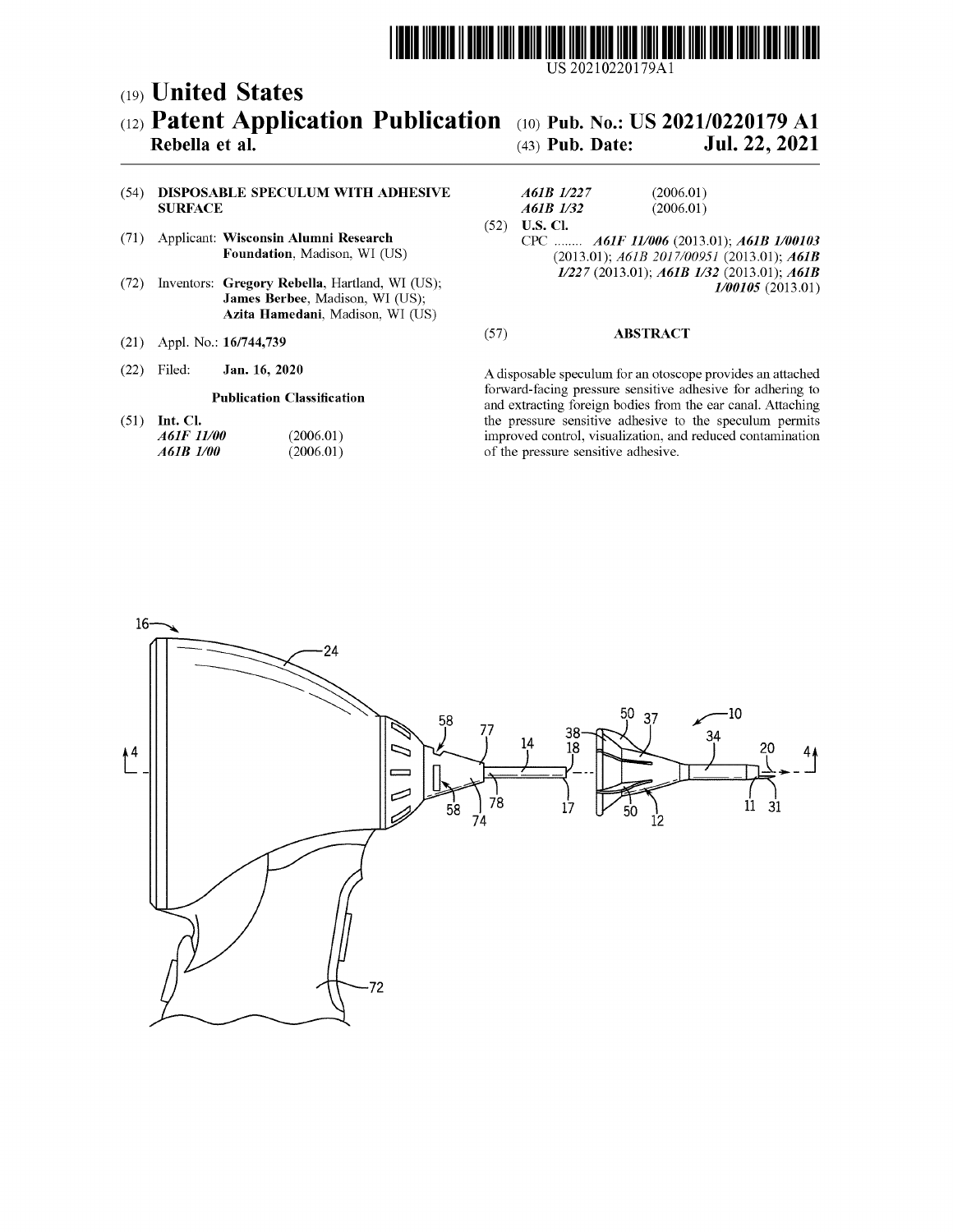US 20210220179A1

(19) **United States**

(12) **Patent Application Publication**

**Rebella et al.**

(10) **Pub. No.: US 2021/0220179 A1**

(43) **Pub. Date: Jul. 22, 2021**

(54) **DISPOSABLE SPECULUM WITH ADHESIVE SURFACE**

(71) Applicant: **Wisconsin Alumni Research Foundation**, Madison, WI (US)

(72) Inventors: **Gregory Rebella**, Hartland, WI (US); **James Berbee**, Madison, WI (US); **Azita Hamedani**, Madison, WI (US)

(21) Appl. No.: **16/744,739**

(22) Filed: **Jan. 16, 2020**

**Publication Classification**

(51) **Int. Cl.**

| | |
|---|---|
| *A61F 11/00* | (2006.01) |
| *A61B 1/00* | (2006.01) |
| *A61B 1/227* | (2006.01) |
| *A61B 1/32* | (2006.01) |

(52) **U.S. Cl.**

CPC ........ ***A61F 11/006*** (2013.01); ***A61B 1/00103*** (2013.01); *A61B 2017/00951* (2013.01); ***A61B 1/227*** (2013.01); ***A61B 1/32*** (2013.01); ***A61B 1/00105*** (2013.01)

(57) **ABSTRACT**

A disposable speculum for an otoscope provides an attached forward-facing pressure sensitive adhesive for adhering to and extracting foreign bodies from the ear canal. Attaching the pressure sensitive adhesive to the speculum permits improved control, visualization, and reduced contamination of the pressure sensitive adhesive.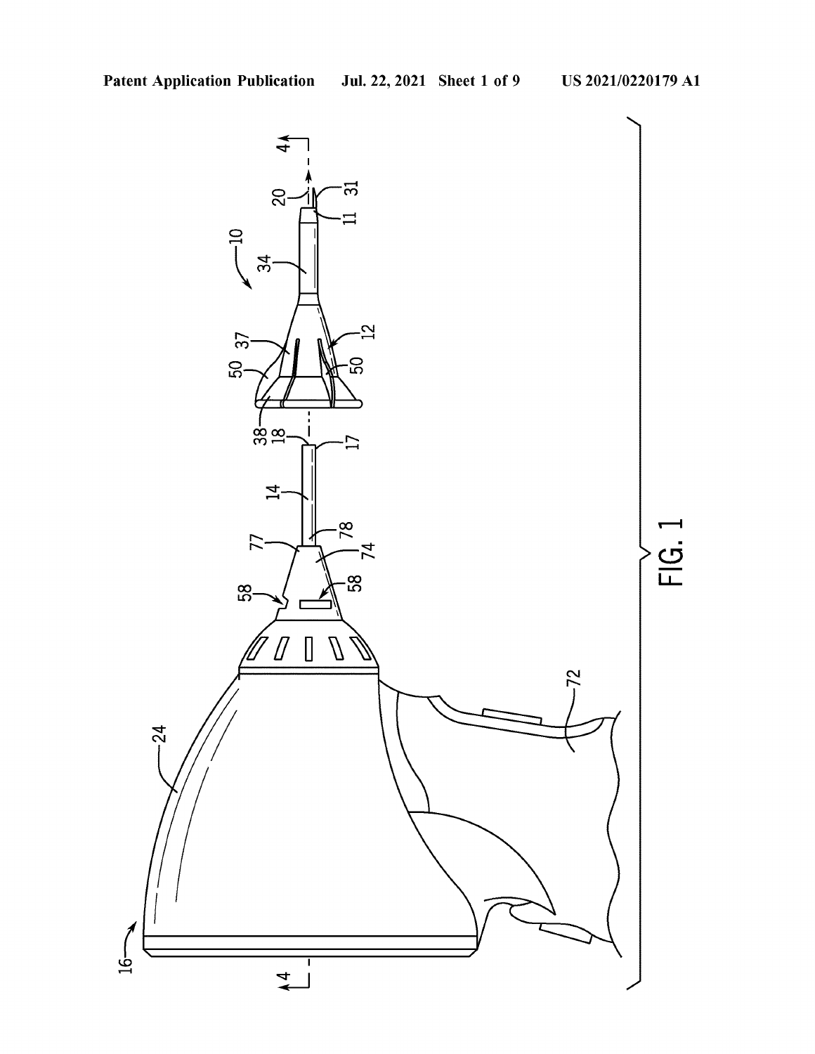FIG. 1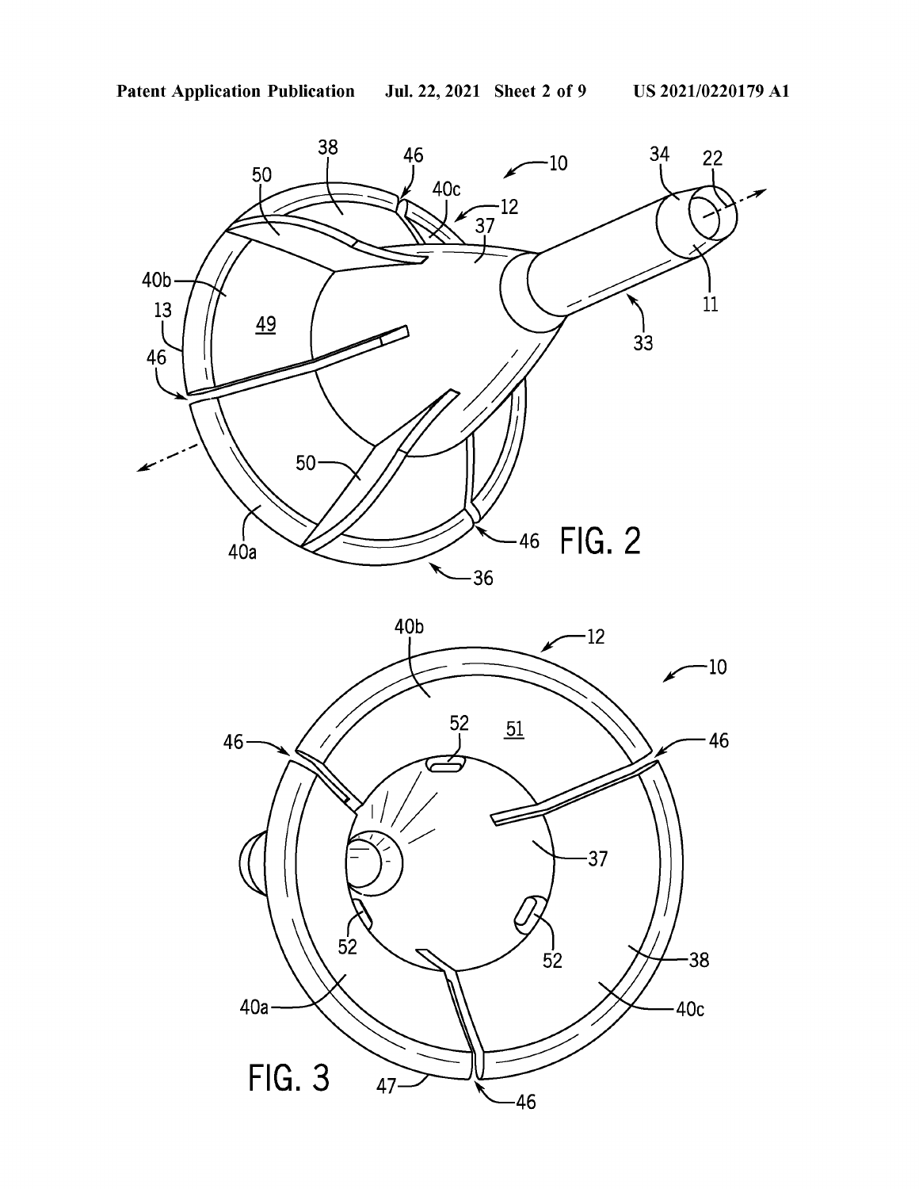FIG. 2

FIG. 3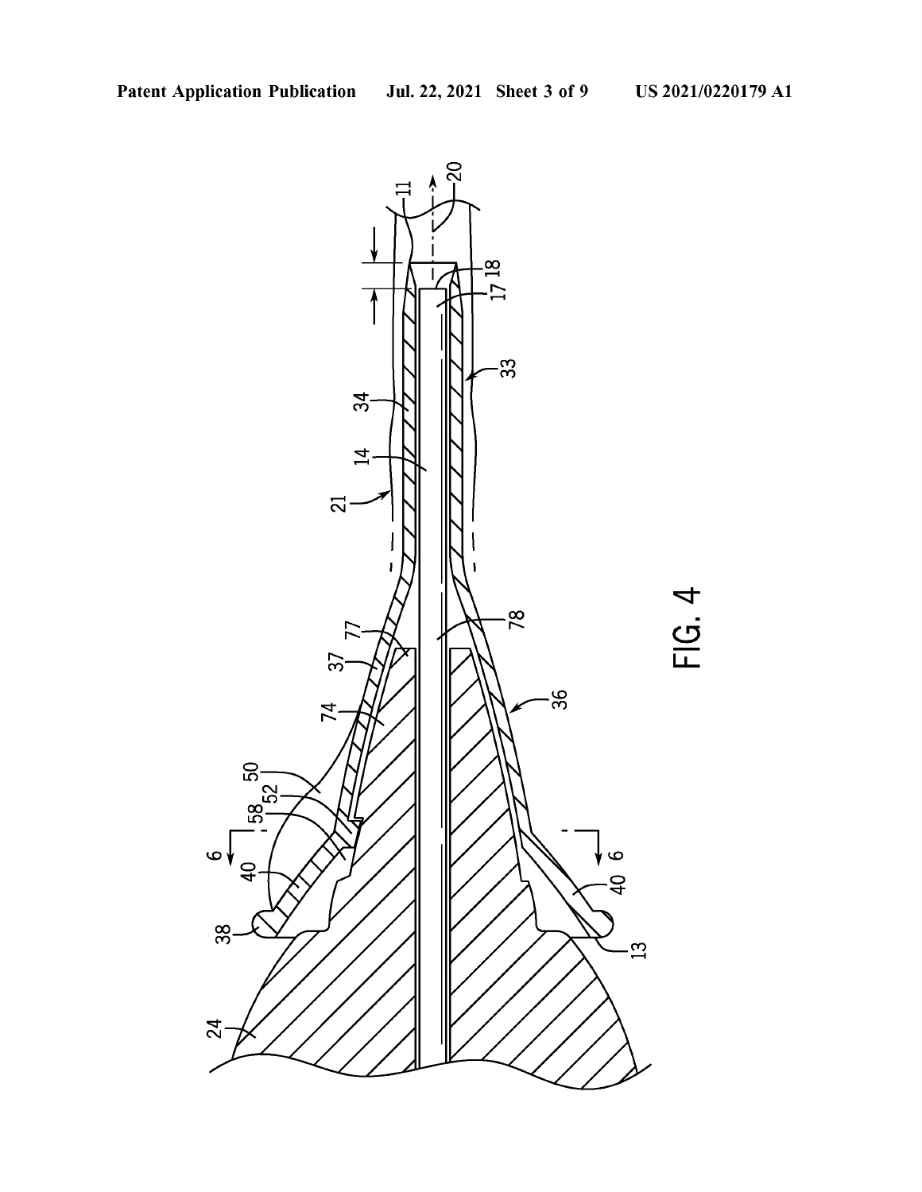FIG. 4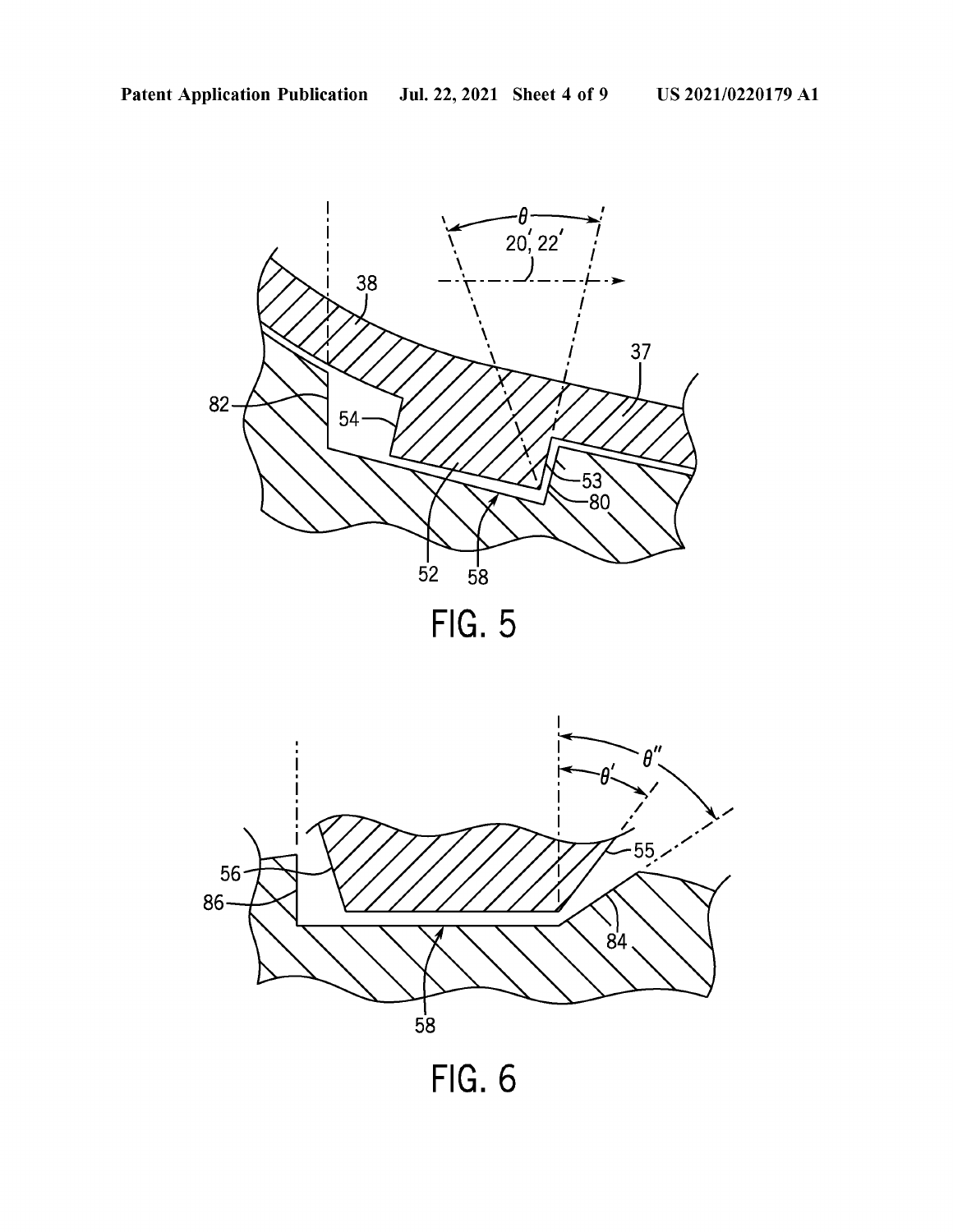FIG. 5

FIG. 6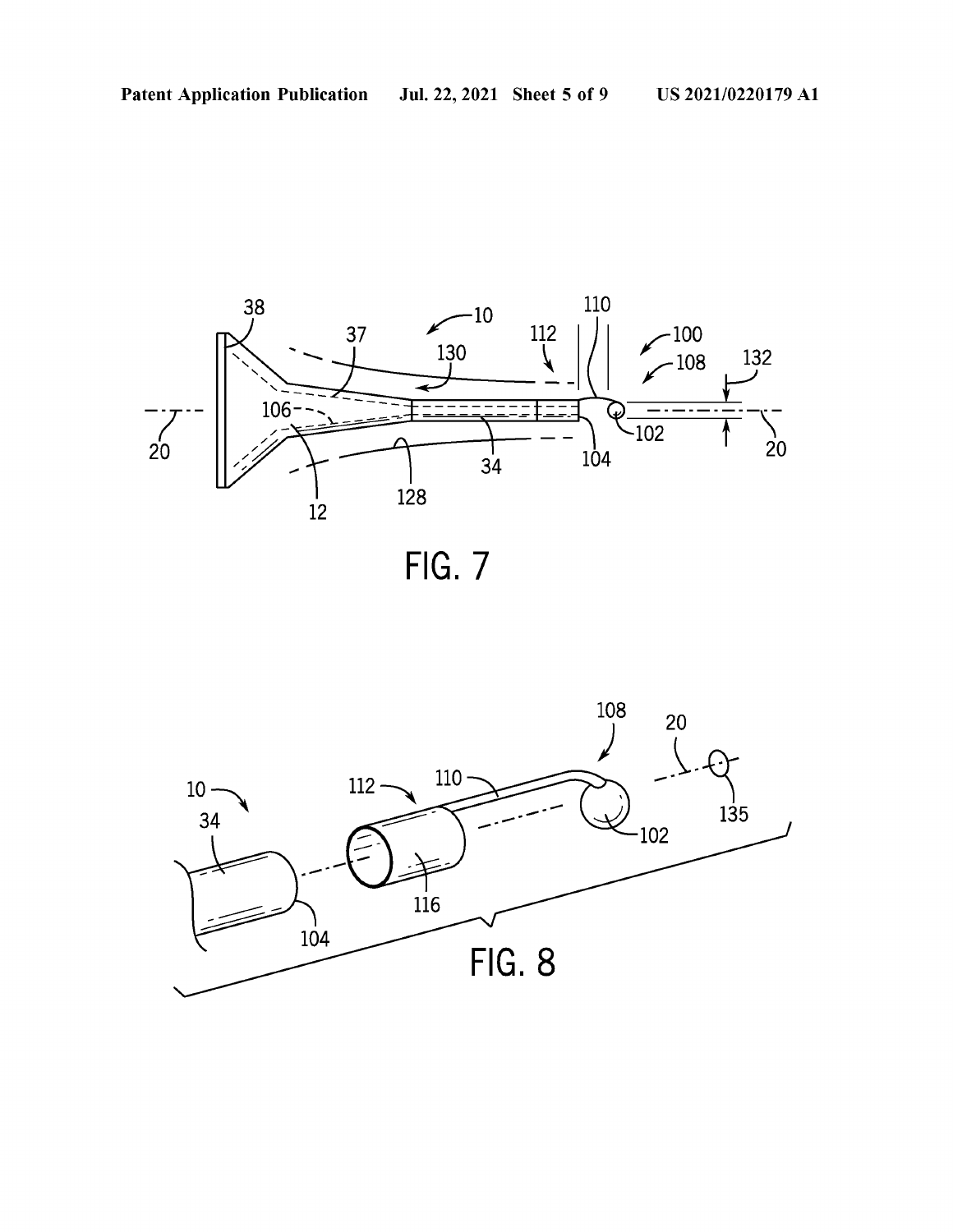FIG. 7

FIG. 8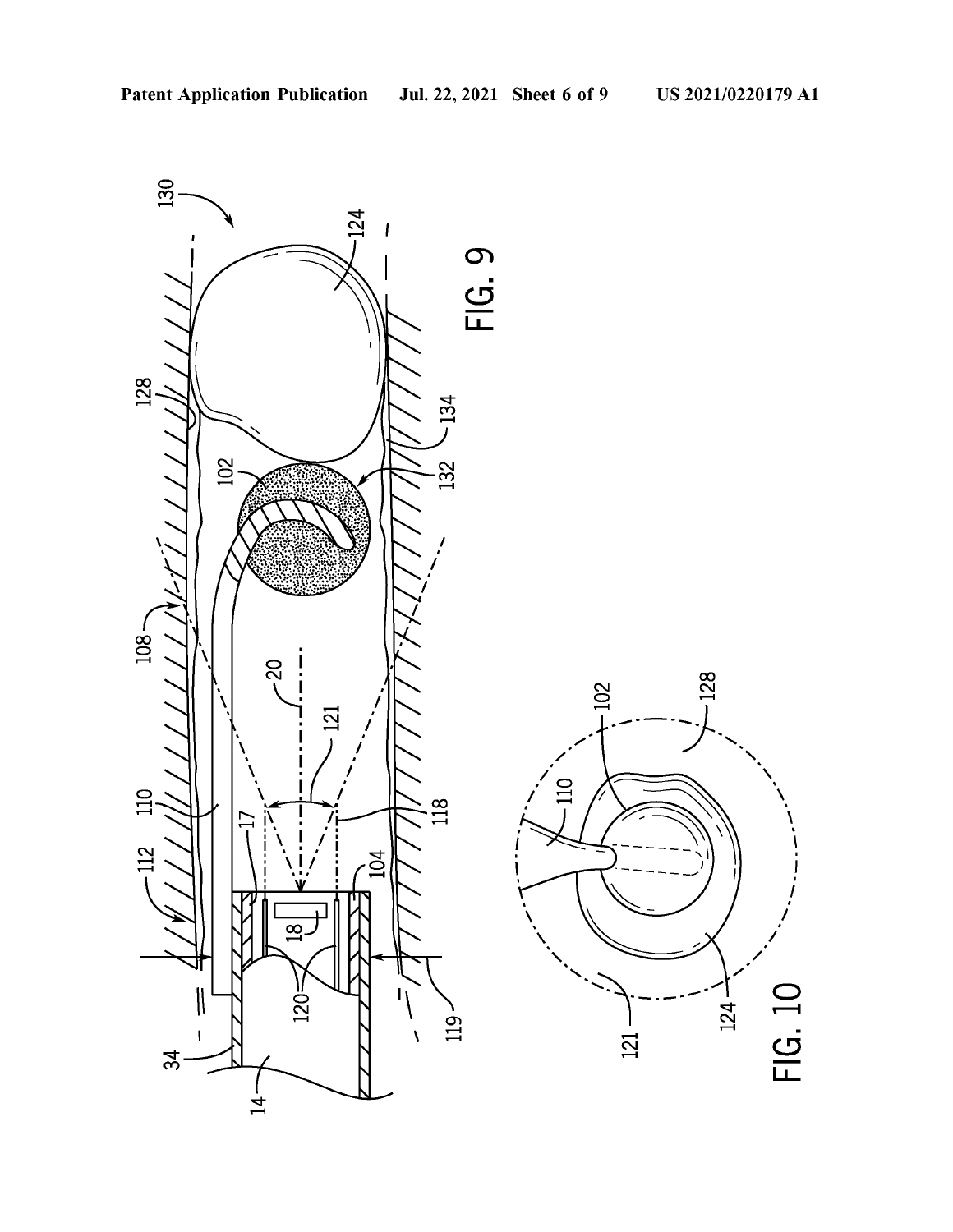FIG. 9

FIG. 10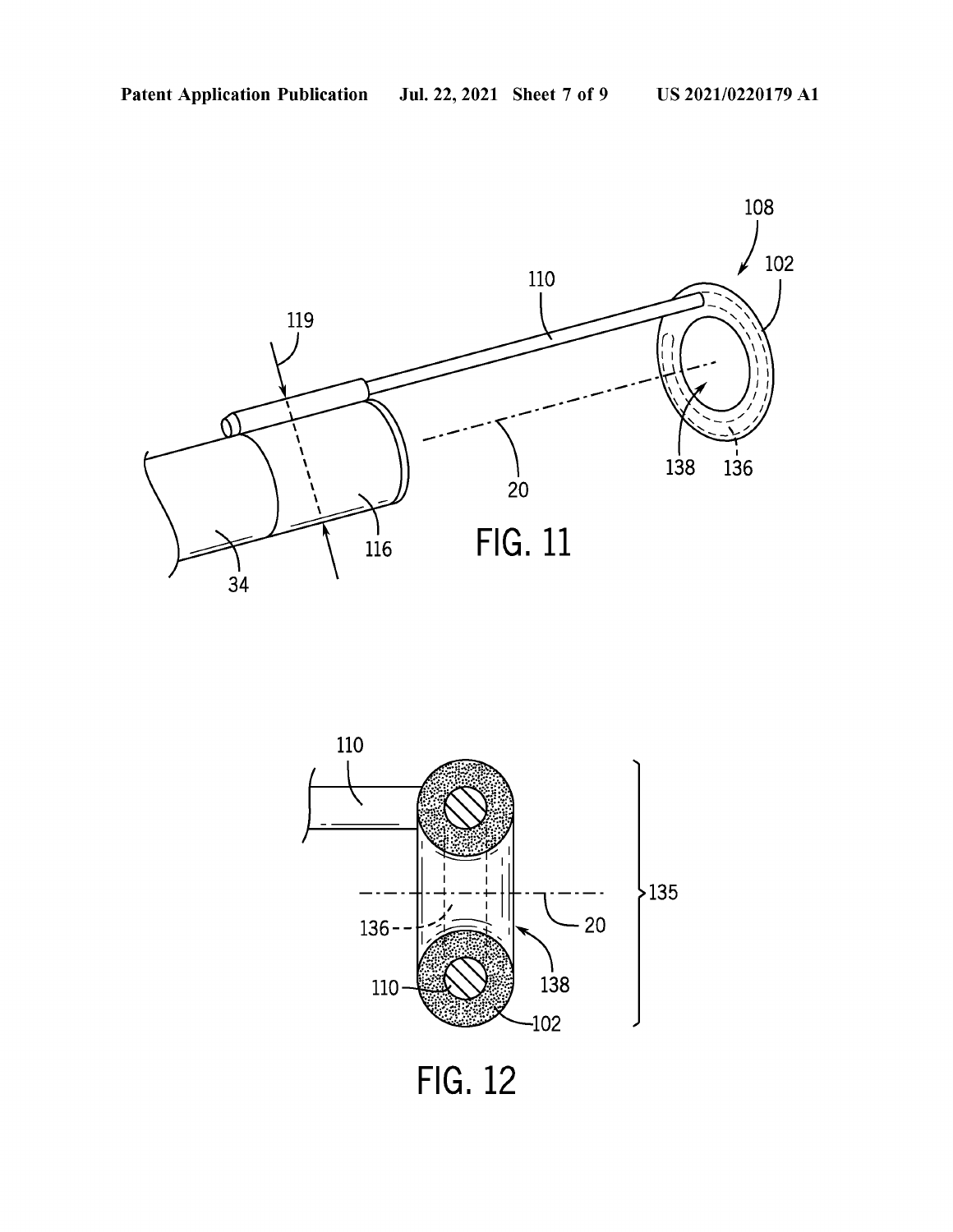FIG. 11

FIG. 12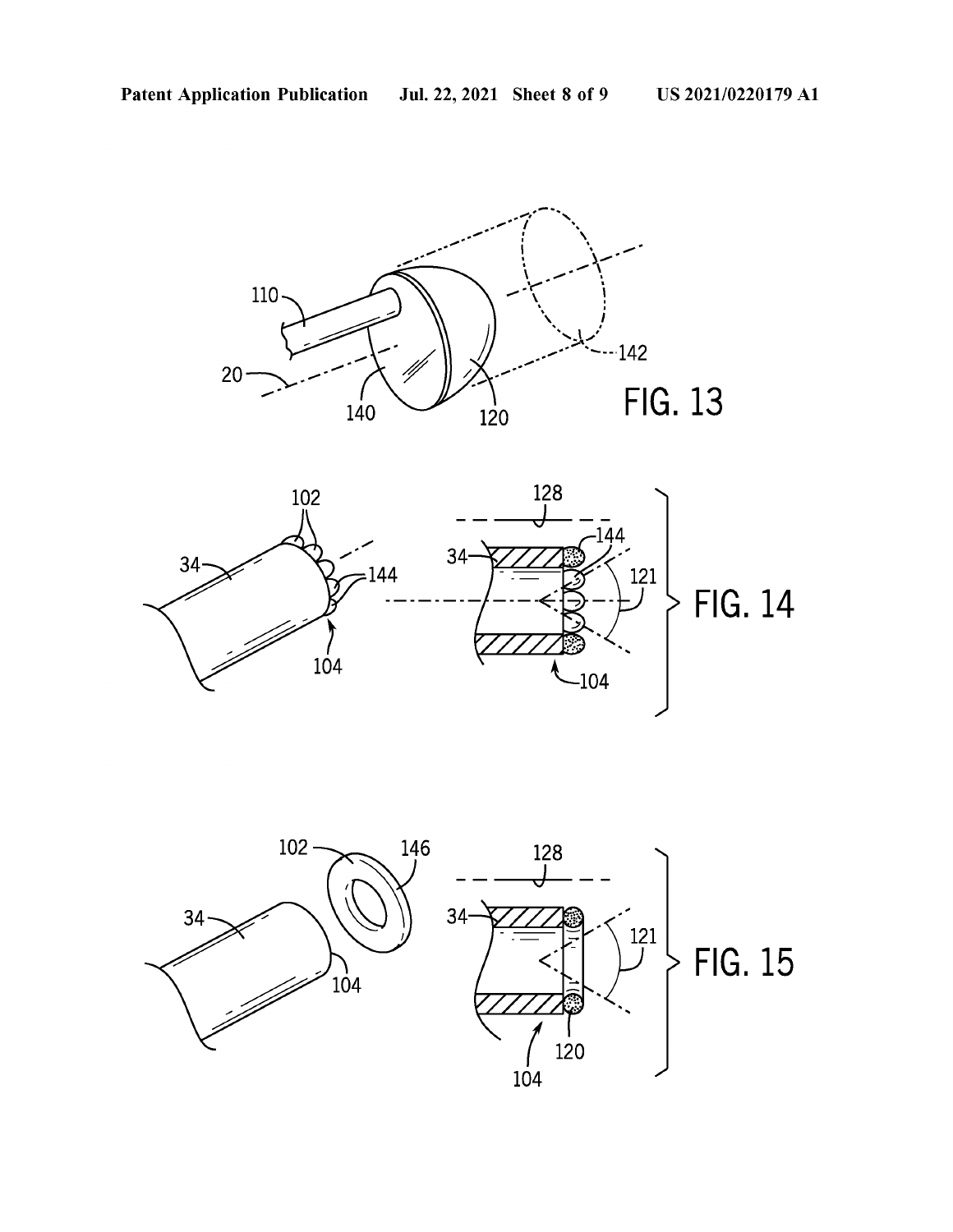FIG. 13

FIG. 14

FIG. 15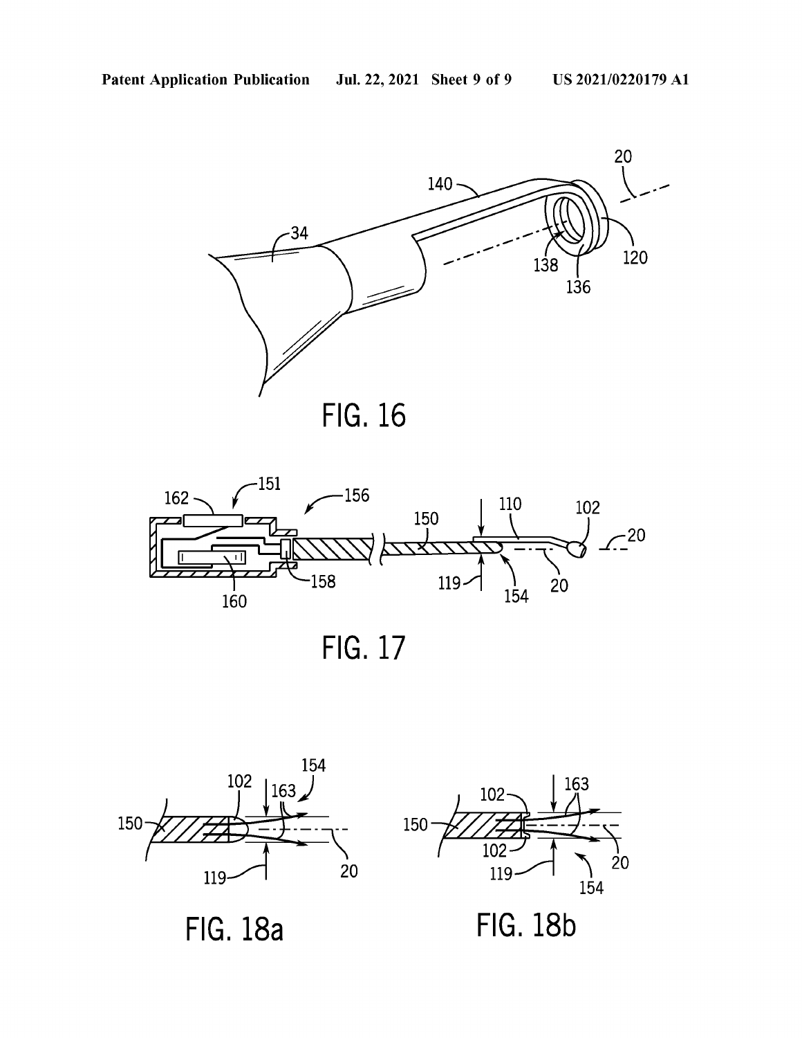FIG. 16

FIG. 17

FIG. 18a

FIG. 18b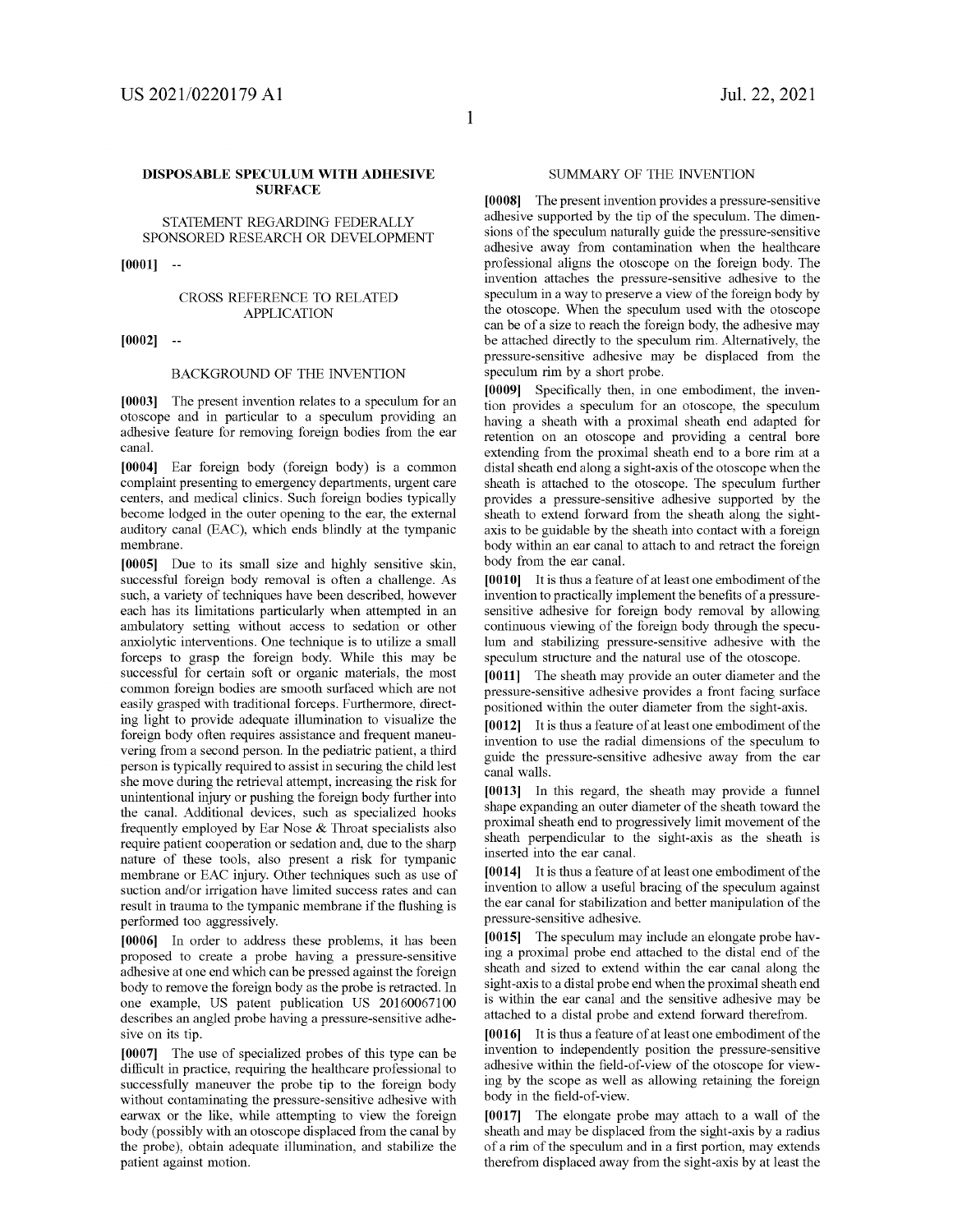# DISPOSABLE SPECULUM WITH ADHESIVE SURFACE

## STATEMENT REGARDING FEDERALLY SPONSORED RESEARCH OR DEVELOPMENT

**[0001]** --

## CROSS REFERENCE TO RELATED APPLICATION

**[0002]** --

## BACKGROUND OF THE INVENTION

**[0003]** The present invention relates to a speculum for an otoscope and in particular to a speculum providing an adhesive feature for removing foreign bodies from the ear canal.

**[0004]** Ear foreign body (foreign body) is a common complaint presenting to emergency departments, urgent care centers, and medical clinics. Such foreign bodies typically become lodged in the outer opening to the ear, the external auditory canal (EAC), which ends blindly at the tympanic membrane.

**[0005]** Due to its small size and highly sensitive skin, successful foreign body removal is often a challenge. As such, a variety of techniques have been described, however each has its limitations particularly when attempted in an ambulatory setting without access to sedation or other anxiolytic interventions. One technique is to utilize a small forceps to grasp the foreign body. While this may be successful for certain soft or organic materials, the most common foreign bodies are smooth surfaced which are not easily grasped with traditional forceps. Furthermore, directing light to provide adequate illumination to visualize the foreign body often requires assistance and frequent maneuvering from a second person. In the pediatric patient, a third person is typically required to assist in securing the child lest she move during the retrieval attempt, increasing the risk for unintentional injury or pushing the foreign body further into the canal. Additional devices, such as specialized hooks frequently employed by Ear Nose & Throat specialists also require patient cooperation or sedation and, due to the sharp nature of these tools, also present a risk for tympanic membrane or EAC injury. Other techniques such as use of suction and/or irrigation have limited success rates and can result in trauma to the tympanic membrane if the flushing is performed too aggressively.

**[0006]** In order to address these problems, it has been proposed to create a probe having a pressure-sensitive adhesive at one end which can be pressed against the foreign body to remove the foreign body as the probe is retracted. In one example, US patent publication US 20160067100 describes an angled probe having a pressure-sensitive adhesive on its tip.

**[0007]** The use of specialized probes of this type can be difficult in practice, requiring the healthcare professional to successfully maneuver the probe tip to the foreign body without contaminating the pressure-sensitive adhesive with earwax or the like, while attempting to view the foreign body (possibly with an otoscope displaced from the canal by the probe), obtain adequate illumination, and stabilize the patient against motion.

## SUMMARY OF THE INVENTION

**[0008]** The present invention provides a pressure-sensitive adhesive supported by the tip of the speculum. The dimensions of the speculum naturally guide the pressure-sensitive adhesive away from contamination when the healthcare professional aligns the otoscope on the foreign body. The invention attaches the pressure-sensitive adhesive to the speculum in a way to preserve a view of the foreign body by the otoscope. When the speculum used with the otoscope can be of a size to reach the foreign body, the adhesive may be attached directly to the speculum rim. Alternatively, the pressure-sensitive adhesive may be displaced from the speculum rim by a short probe.

**[0009]** Specifically then, in one embodiment, the invention provides a speculum for an otoscope, the speculum having a sheath with a proximal sheath end adapted for retention on an otoscope and providing a central bore extending from the proximal sheath end to a bore rim at a distal sheath end along a sight-axis of the otoscope when the sheath is attached to the otoscope. The speculum further provides a pressure-sensitive adhesive supported by the sheath to extend forward from the sheath along the sight-axis to be guidable by the sheath into contact with a foreign body within an ear canal to attach to and retract the foreign body from the ear canal.

**[0010]** It is thus a feature of at least one embodiment of the invention to practically implement the benefits of a pressure-sensitive adhesive for foreign body removal by allowing continuous viewing of the foreign body through the speculum and stabilizing pressure-sensitive adhesive with the speculum structure and the natural use of the otoscope.

**[0011]** The sheath may provide an outer diameter and the pressure-sensitive adhesive provides a front facing surface positioned within the outer diameter from the sight-axis.

**[0012]** It is thus a feature of at least one embodiment of the invention to use the radial dimensions of the speculum to guide the pressure-sensitive adhesive away from the ear canal walls.

**[0013]** In this regard, the sheath may provide a funnel shape expanding an outer diameter of the sheath toward the proximal sheath end to progressively limit movement of the sheath perpendicular to the sight-axis as the sheath is inserted into the ear canal.

**[0014]** It is thus a feature of at least one embodiment of the invention to allow a useful bracing of the speculum against the ear canal for stabilization and better manipulation of the pressure-sensitive adhesive.

**[0015]** The speculum may include an elongate probe having a proximal probe end attached to the distal end of the sheath and sized to extend within the ear canal along the sight-axis to a distal probe end when the proximal sheath end is within the ear canal and the sensitive adhesive may be attached to a distal probe and extend forward therefrom.

**[0016]** It is thus a feature of at least one embodiment of the invention to independently position the pressure-sensitive adhesive within the field-of-view of the otoscope for viewing by the scope as well as allowing retaining the foreign body in the field-of-view.

**[0017]** The elongate probe may attach to a wall of the sheath and may be displaced from the sight-axis by a radius of a rim of the speculum and in a first portion, may extends therefrom displaced away from the sight-axis by at least the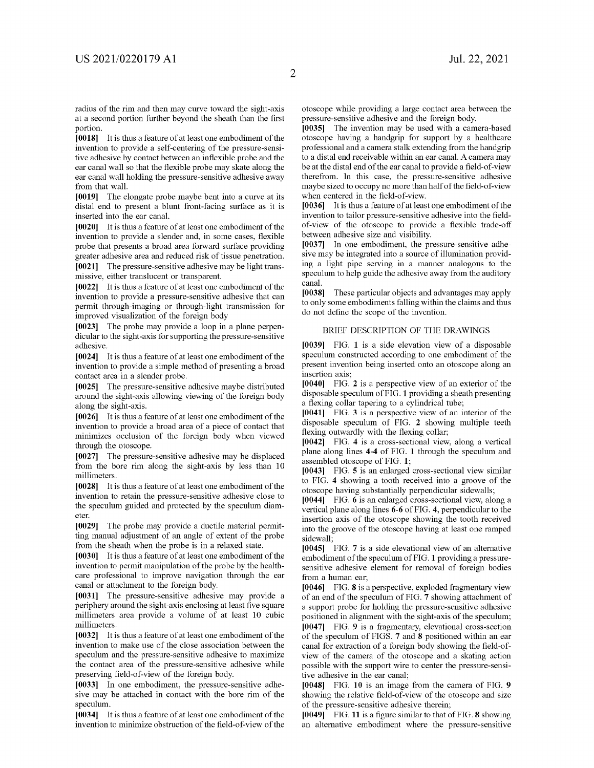radius of the rim and then may curve toward the sight-axis at a second portion further beyond the sheath than the first portion.

**[0018]** It is thus a feature of at least one embodiment of the invention to provide a self-centering of the pressure-sensitive adhesive by contact between an inflexible probe and the ear canal wall so that the flexible probe may skate along the ear canal wall holding the pressure-sensitive adhesive away from that wall.

**[0019]** The elongate probe maybe bent into a curve at its distal end to present a blunt front-facing surface as it is inserted into the ear canal.

**[0020]** It is thus a feature of at least one embodiment of the invention to provide a slender and, in some cases, flexible probe that presents a broad area forward surface providing greater adhesive area and reduced risk of tissue penetration.

**[0021]** The pressure-sensitive adhesive may be light transmissive, either translucent or transparent.

**[0022]** It is thus a feature of at least one embodiment of the invention to provide a pressure-sensitive adhesive that can permit through-imaging or through-light transmission for improved visualization of the foreign body

**[0023]** The probe may provide a loop in a plane perpendicular to the sight-axis for supporting the pressure-sensitive adhesive.

**[0024]** It is thus a feature of at least one embodiment of the invention to provide a simple method of presenting a broad contact area in a slender probe.

**[0025]** The pressure-sensitive adhesive maybe distributed around the sight-axis allowing viewing of the foreign body along the sight-axis.

**[0026]** It is thus a feature of at least one embodiment of the invention to provide a broad area of a piece of contact that minimizes occlusion of the foreign body when viewed through the otoscope.

**[0027]** The pressure-sensitive adhesive may be displaced from the bore rim along the sight-axis by less than 10 millimeters.

**[0028]** It is thus a feature of at least one embodiment of the invention to retain the pressure-sensitive adhesive close to the speculum guided and protected by the speculum diameter.

**[0029]** The probe may provide a ductile material permitting manual adjustment of an angle of extent of the probe from the sheath when the probe is in a relaxed state.

**[0030]** It is thus a feature of at least one embodiment of the invention to permit manipulation of the probe by the healthcare professional to improve navigation through the ear canal or attachment to the foreign body.

**[0031]** The pressure-sensitive adhesive may provide a periphery around the sight-axis enclosing at least five square millimeters area provide a volume of at least 10 cubic millimeters.

**[0032]** It is thus a feature of at least one embodiment of the invention to make use of the close association between the speculum and the pressure-sensitive adhesive to maximize the contact area of the pressure-sensitive adhesive while preserving field-of-view of the foreign body.

**[0033]** In one embodiment, the pressure-sensitive adhesive may be attached in contact with the bore rim of the speculum.

**[0034]** It is thus a feature of at least one embodiment of the invention to minimize obstruction of the field-of-view of the otoscope while providing a large contact area between the pressure-sensitive adhesive and the foreign body.

**[0035]** The invention may be used with a camera-based otoscope having a handgrip for support by a healthcare professional and a camera stalk extending from the handgrip to a distal end receivable within an ear canal. A camera may be at the distal end of the ear canal to provide a field-of-view therefrom. In this case, the pressure-sensitive adhesive maybe sized to occupy no more than half of the field-of-view when centered in the field-of-view.

**[0036]** It is thus a feature of at least one embodiment of the invention to tailor pressure-sensitive adhesive into the field-of-view of the otoscope to provide a flexible trade-off between adhesive size and visibility.

**[0037]** In one embodiment, the pressure-sensitive adhesive may be integrated into a source of illumination providing a light pipe serving in a manner analogous to the speculum to help guide the adhesive away from the auditory canal.

**[0038]** These particular objects and advantages may apply to only some embodiments falling within the claims and thus do not define the scope of the invention.

## BRIEF DESCRIPTION OF THE DRAWINGS

**[0039]** FIG. **1** is a side elevation view of a disposable speculum constructed according to one embodiment of the present invention being inserted onto an otoscope along an insertion axis;

**[0040]** FIG. **2** is a perspective view of an exterior of the disposable speculum of FIG. **1** providing a sheath presenting a flexing collar tapering to a cylindrical tube;

**[0041]** FIG. **3** is a perspective view of an interior of the disposable speculum of FIG. **2** showing multiple teeth flexing outwardly with the flexing collar;

**[0042]** FIG. **4** is a cross-sectional view, along a vertical plane along lines **4-4** of FIG. **1** through the speculum and assembled otoscope of FIG. **1**;

**[0043]** FIG. **5** is an enlarged cross-sectional view similar to FIG. **4** showing a tooth received into a groove of the otoscope having substantially perpendicular sidewalls;

**[0044]** FIG. **6** is an enlarged cross-sectional view, along a vertical plane along lines **6-6** of FIG. **4**, perpendicular to the insertion axis of the otoscope showing the tooth received into the groove of the otoscope having at least one ramped sidewall;

**[0045]** FIG. **7** is a side elevational view of an alternative embodiment of the speculum of FIG. **1** providing a pressure-sensitive adhesive element for removal of foreign bodies from a human ear;

**[0046]** FIG. **8** is a perspective, exploded fragmentary view of an end of the speculum of FIG. **7** showing attachment of a support probe for holding the pressure-sensitive adhesive positioned in alignment with the sight-axis of the speculum;

**[0047]** FIG. **9** is a fragmentary, elevational cross-section of the speculum of FIGS. **7** and **8** positioned within an ear canal for extraction of a foreign body showing the field-of-view of the camera of the otoscope and a skating action possible with the support wire to center the pressure-sensitive adhesive in the ear canal;

**[0048]** FIG. **10** is an image from the camera of FIG. **9** showing the relative field-of-view of the otoscope and size of the pressure-sensitive adhesive therein;

**[0049]** FIG. **11** is a figure similar to that of FIG. **8** showing an alternative embodiment where the pressure-sensitive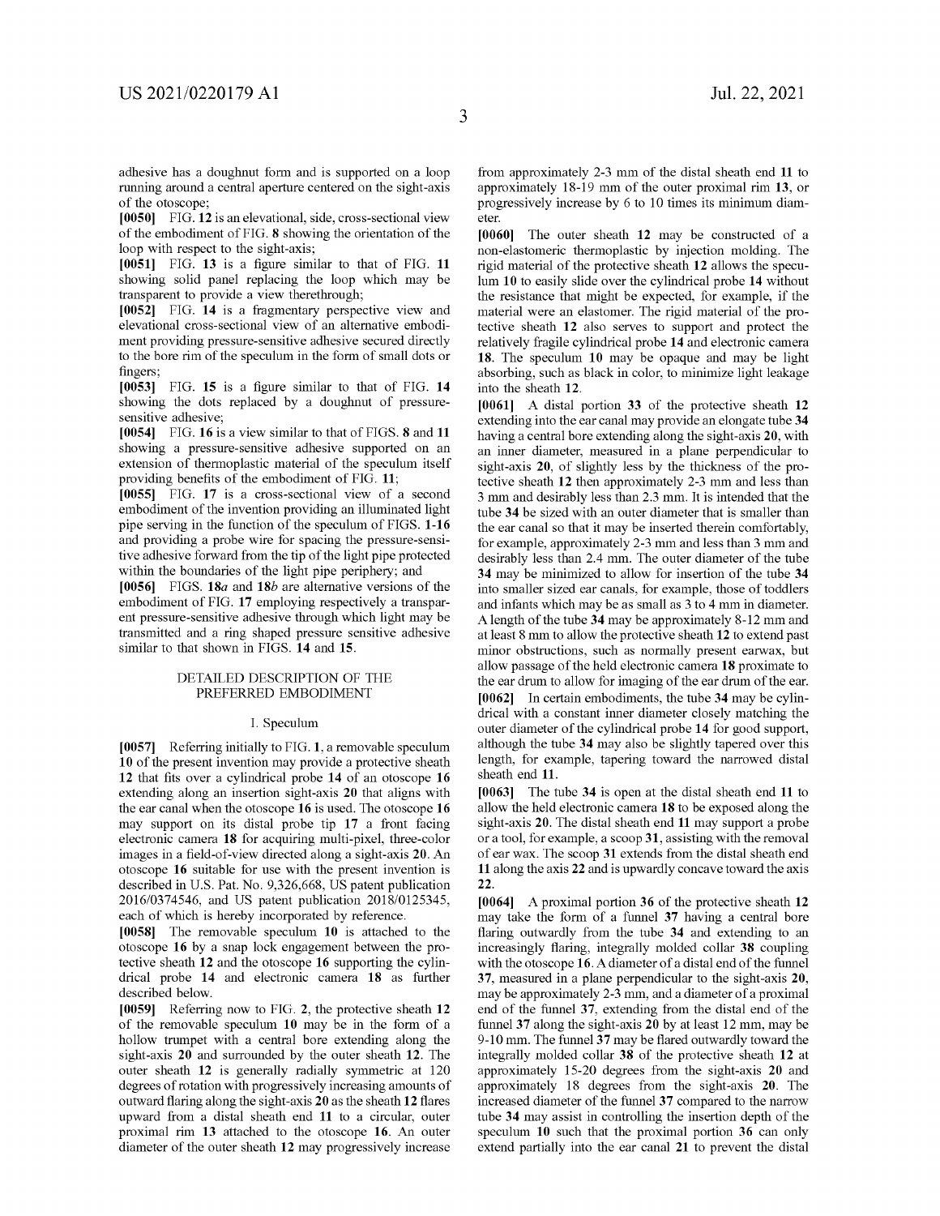adhesive has a doughnut form and is supported on a loop running around a central aperture centered on the sight-axis of the otoscope;

**[0050]** FIG. **12** is an elevational, side, cross-sectional view of the embodiment of FIG. **8** showing the orientation of the loop with respect to the sight-axis;

**[0051]** FIG. **13** is a figure similar to that of FIG. **11** showing solid panel replacing the loop which may be transparent to provide a view therethrough;

**[0052]** FIG. **14** is a fragmentary perspective view and elevational cross-sectional view of an alternative embodiment providing pressure-sensitive adhesive secured directly to the bore rim of the speculum in the form of small dots or fingers;

**[0053]** FIG. **15** is a figure similar to that of FIG. **14** showing the dots replaced by a doughnut of pressure-sensitive adhesive;

**[0054]** FIG. **16** is a view similar to that of FIGS. **8** and **11** showing a pressure-sensitive adhesive supported on an extension of thermoplastic material of the speculum itself providing benefits of the embodiment of FIG. **11**;

**[0055]** FIG. **17** is a cross-sectional view of a second embodiment of the invention providing an illuminated light pipe serving in the function of the speculum of FIGS. **1-16** and providing a probe wire for spacing the pressure-sensitive adhesive forward from the tip of the light pipe protected within the boundaries of the light pipe periphery; and

**[0056]** FIGS. **18*a*** and **18*b*** are alternative versions of the embodiment of FIG. **17** employing respectively a transparent pressure-sensitive adhesive through which light may be transmitted and a ring shaped pressure sensitive adhesive similar to that shown in FIGS. **14** and **15**.

## DETAILED DESCRIPTION OF THE PREFERRED EMBODIMENT

### I. Speculum

**[0057]** Referring initially to FIG. **1**, a removable speculum **10** of the present invention may provide a protective sheath **12** that fits over a cylindrical probe **14** of an otoscope **16** extending along an insertion sight-axis **20** that aligns with the ear canal when the otoscope **16** is used. The otoscope **16** may support on its distal probe tip **17** a front facing electronic camera **18** for acquiring multi-pixel, three-color images in a field-of-view directed along a sight-axis **20**. An otoscope **16** suitable for use with the present invention is described in U.S. Pat. No. 9,326,668, US patent publication 2016/0374546, and US patent publication 2018/0125345, each of which is hereby incorporated by reference.

**[0058]** The removable speculum **10** is attached to the otoscope **16** by a snap lock engagement between the protective sheath **12** and the otoscope **16** supporting the cylindrical probe **14** and electronic camera **18** as further described below.

**[0059]** Referring now to FIG. **2**, the protective sheath **12** of the removable speculum **10** may be in the form of a hollow trumpet with a central bore extending along the sight-axis **20** and surrounded by the outer sheath **12**. The outer sheath **12** is generally radially symmetric at 120 degrees of rotation with progressively increasing amounts of outward flaring along the sight-axis **20** as the sheath **12** flares upward from a distal sheath end **11** to a circular, outer proximal rim **13** attached to the otoscope **16**. An outer diameter of the outer sheath **12** may progressively increase from approximately 2-3 mm of the distal sheath end **11** to approximately 18-19 mm of the outer proximal rim **13**, or progressively increase by 6 to 10 times its minimum diameter.

**[0060]** The outer sheath **12** may be constructed of a non-elastomeric thermoplastic by injection molding. The rigid material of the protective sheath **12** allows the speculum **10** to easily slide over the cylindrical probe **14** without the resistance that might be expected, for example, if the material were an elastomer. The rigid material of the protective sheath **12** also serves to support and protect the relatively fragile cylindrical probe **14** and electronic camera **18**. The speculum **10** may be opaque and may be light absorbing, such as black in color, to minimize light leakage into the sheath **12**.

**[0061]** A distal portion **33** of the protective sheath **12** extending into the ear canal may provide an elongate tube **34** having a central bore extending along the sight-axis **20**, with an inner diameter, measured in a plane perpendicular to sight-axis **20**, of slightly less by the thickness of the protective sheath **12** then approximately 2-3 mm and less than 3 mm and desirably less than 2.3 mm. It is intended that the tube **34** be sized with an outer diameter that is smaller than the ear canal so that it may be inserted therein comfortably, for example, approximately 2-3 mm and less than 3 mm and desirably less than 2.4 mm. The outer diameter of the tube **34** may be minimized to allow for insertion of the tube **34** into smaller sized ear canals, for example, those of toddlers and infants which may be as small as 3 to 4 mm in diameter. A length of the tube **34** may be approximately 8-12 mm and at least 8 mm to allow the protective sheath **12** to extend past minor obstructions, such as normally present earwax, but allow passage of the held electronic camera **18** proximate to the ear drum to allow for imaging of the ear drum of the ear.

**[0062]** In certain embodiments, the tube **34** may be cylindrical with a constant inner diameter closely matching the outer diameter of the cylindrical probe **14** for good support, although the tube **34** may also be slightly tapered over this length, for example, tapering toward the narrowed distal sheath end **11**.

**[0063]** The tube **34** is open at the distal sheath end **11** to allow the held electronic camera **18** to be exposed along the sight-axis **20**. The distal sheath end **11** may support a probe or a tool, for example, a scoop **31**, assisting with the removal of ear wax. The scoop **31** extends from the distal sheath end **11** along the axis **22** and is upwardly concave toward the axis **22**.

**[0064]** A proximal portion **36** of the protective sheath **12** may take the form of a funnel **37** having a central bore flaring outwardly from the tube **34** and extending to an increasingly flaring, integrally molded collar **38** coupling with the otoscope **16**. A diameter of a distal end of the funnel **37**, measured in a plane perpendicular to the sight-axis **20**, may be approximately 2-3 mm, and a diameter of a proximal end of the funnel **37**, extending from the distal end of the funnel **37** along the sight-axis **20** by at least 12 mm, may be 9-10 mm. The funnel **37** may be flared outwardly toward the integrally molded collar **38** of the protective sheath **12** at approximately 15-20 degrees from the sight-axis **20** and approximately 18 degrees from the sight-axis **20**. The increased diameter of the funnel **37** compared to the narrow tube **34** may assist in controlling the insertion depth of the speculum **10** such that the proximal portion **36** can only extend partially into the ear canal **21** to prevent the distal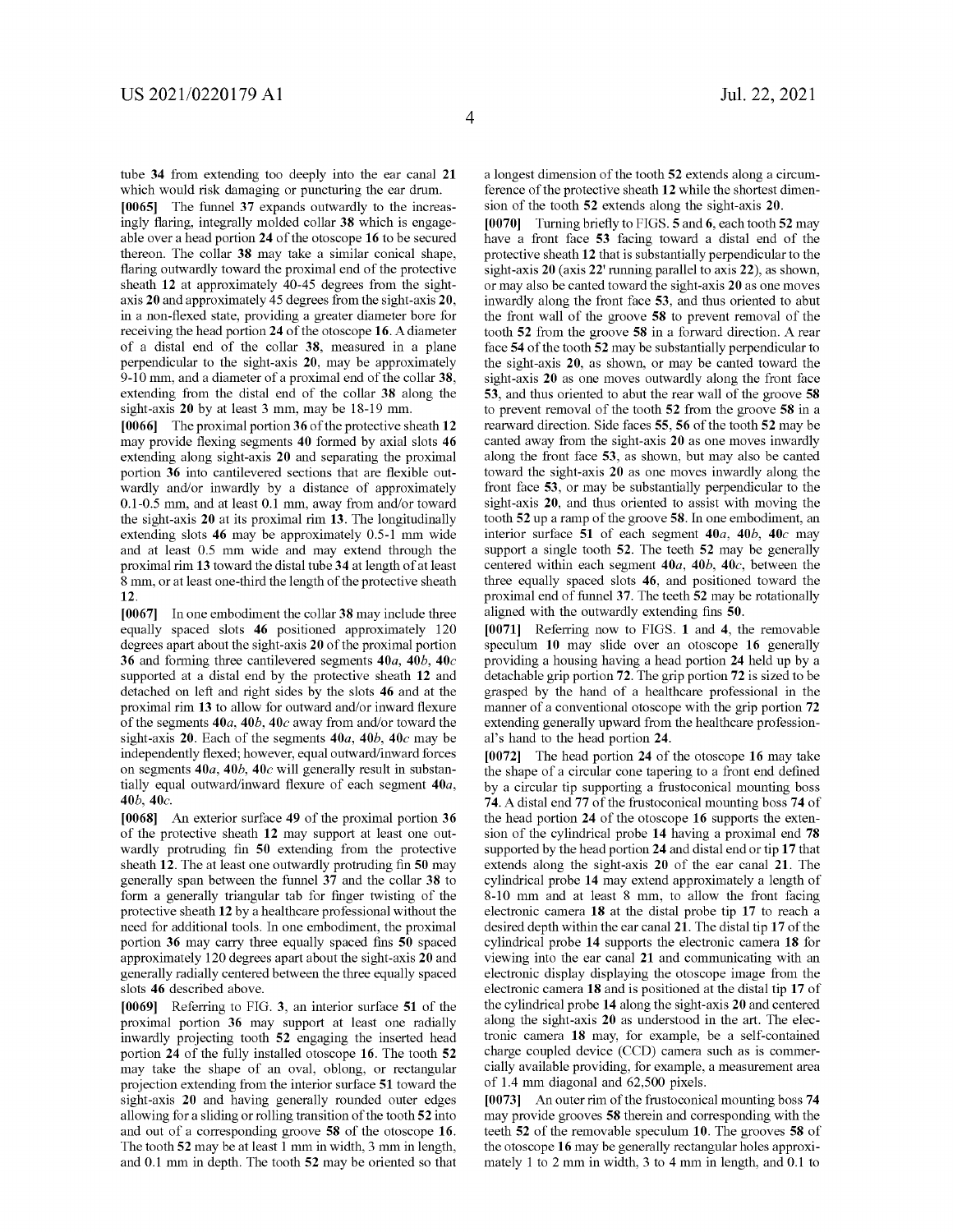tube **34** from extending too deeply into the ear canal **21** which would risk damaging or puncturing the ear drum.

**[0065]** The funnel **37** expands outwardly to the increasingly flaring, integrally molded collar **38** which is engageable over a head portion **24** of the otoscope **16** to be secured thereon. The collar **38** may take a similar conical shape, flaring outwardly toward the proximal end of the protective sheath **12** at approximately 40-45 degrees from the sight-axis **20** and approximately 45 degrees from the sight-axis **20**, in a non-flexed state, providing a greater diameter bore for receiving the head portion **24** of the otoscope **16**. A diameter of a distal end of the collar **38**, measured in a plane perpendicular to the sight-axis **20**, may be approximately 9-10 mm, and a diameter of a proximal end of the collar **38**, extending from the distal end of the collar **38** along the sight-axis **20** by at least 3 mm, may be 18-19 mm.

**[0066]** The proximal portion **36** of the protective sheath **12** may provide flexing segments **40** formed by axial slots **46** extending along sight-axis **20** and separating the proximal portion **36** into cantilevered sections that are flexible outwardly and/or inwardly by a distance of approximately 0.1-0.5 mm, and at least 0.1 mm, away from and/or toward the sight-axis **20** at its proximal rim **13**. The longitudinally extending slots **46** may be approximately 0.5-1 mm wide and at least 0.5 mm wide and may extend through the proximal rim **13** toward the distal tube **34** at length of at least 8 mm, or at least one-third the length of the protective sheath **12**.

**[0067]** In one embodiment the collar **38** may include three equally spaced slots **46** positioned approximately 120 degrees apart about the sight-axis **20** of the proximal portion **36** and forming three cantilevered segments **40a**, **40b**, **40c** supported at a distal end by the protective sheath **12** and detached on left and right sides by the slots **46** and at the proximal rim **13** to allow for outward and/or inward flexure of the segments **40a**, **40b**, **40c** away from and/or toward the sight-axis **20**. Each of the segments **40a**, **40b**, **40c** may be independently flexed; however, equal outward/inward forces on segments **40a**, **40b**, **40c** will generally result in substantially equal outward/inward flexure of each segment **40a**, **40b**, **40c**.

**[0068]** An exterior surface **49** of the proximal portion **36** of the protective sheath **12** may support at least one outwardly protruding fin **50** extending from the protective sheath **12**. The at least one outwardly protruding fin **50** may generally span between the funnel **37** and the collar **38** to form a generally triangular tab for finger twisting of the protective sheath **12** by a healthcare professional without the need for additional tools. In one embodiment, the proximal portion **36** may carry three equally spaced fins **50** spaced approximately 120 degrees apart about the sight-axis **20** and generally radially centered between the three equally spaced slots **46** described above.

**[0069]** Referring to FIG. **3**, an interior surface **51** of the proximal portion **36** may support at least one radially inwardly projecting tooth **52** engaging the inserted head portion **24** of the fully installed otoscope **16**. The tooth **52** may take the shape of an oval, oblong, or rectangular projection extending from the interior surface **51** toward the sight-axis **20** and having generally rounded outer edges allowing for a sliding or rolling transition of the tooth **52** into and out of a corresponding groove **58** of the otoscope **16**. The tooth **52** may be at least 1 mm in width, 3 mm in length, and 0.1 mm in depth. The tooth **52** may be oriented so that a longest dimension of the tooth **52** extends along a circumference of the protective sheath **12** while the shortest dimension of the tooth **52** extends along the sight-axis **20**.

**[0070]** Turning briefly to FIGS. **5** and **6**, each tooth **52** may have a front face **53** facing toward a distal end of the protective sheath **12** that is substantially perpendicular to the sight-axis **20** (axis **22'** running parallel to axis **22**), as shown, or may also be canted toward the sight-axis **20** as one moves inwardly along the front face **53**, and thus oriented to abut the front wall of the groove **58** to prevent removal of the tooth **52** from the groove **58** in a forward direction. A rear face **54** of the tooth **52** may be substantially perpendicular to the sight-axis **20**, as shown, or may be canted toward the sight-axis **20** as one moves outwardly along the front face **53**, and thus oriented to abut the rear wall of the groove **58** to prevent removal of the tooth **52** from the groove **58** in a rearward direction. Side faces **55**, **56** of the tooth **52** may be canted away from the sight-axis **20** as one moves inwardly along the front face **53**, as shown, but may also be canted toward the sight-axis **20** as one moves inwardly along the front face **53**, or may be substantially perpendicular to the sight-axis **20**, and thus oriented to assist with moving the tooth **52** up a ramp of the groove **58**. In one embodiment, an interior surface **51** of each segment **40a**, **40b**, **40c** may support a single tooth **52**. The teeth **52** may be generally centered within each segment **40a**, **40b**, **40c**, between the three equally spaced slots **46**, and positioned toward the proximal end of funnel **37**. The teeth **52** may be rotationally aligned with the outwardly extending fins **50**.

**[0071]** Referring now to FIGS. **1** and **4**, the removable speculum **10** may slide over an otoscope **16** generally providing a housing having a head portion **24** held up by a detachable grip portion **72**. The grip portion **72** is sized to be grasped by the hand of a healthcare professional in the manner of a conventional otoscope with the grip portion **72** extending generally upward from the healthcare professional's hand to the head portion **24**.

**[0072]** The head portion **24** of the otoscope **16** may take the shape of a circular cone tapering to a front end defined by a circular tip supporting a frustoconical mounting boss **74**. A distal end **77** of the frustoconical mounting boss **74** of the head portion **24** of the otoscope **16** supports the extension of the cylindrical probe **14** having a proximal end **78** supported by the head portion **24** and distal end or tip **17** that extends along the sight-axis **20** of the ear canal **21**. The cylindrical probe **14** may extend approximately a length of 8-10 mm and at least 8 mm, to allow the front facing electronic camera **18** at the distal probe tip **17** to reach a desired depth within the ear canal **21**. The distal tip **17** of the cylindrical probe **14** supports the electronic camera **18** for viewing into the ear canal **21** and communicating with an electronic display displaying the otoscope image from the electronic camera **18** and is positioned at the distal tip **17** of the cylindrical probe **14** along the sight-axis **20** and centered along the sight-axis **20** as understood in the art. The electronic camera **18** may, for example, be a self-contained charge coupled device (CCD) camera such as is commercially available providing, for example, a measurement area of 1.4 mm diagonal and 62,500 pixels.

**[0073]** An outer rim of the frustoconical mounting boss **74** may provide grooves **58** therein and corresponding with the teeth **52** of the removable speculum **10**. The grooves **58** of the otoscope **16** may be generally rectangular holes approximately 1 to 2 mm in width, 3 to 4 mm in length, and 0.1 to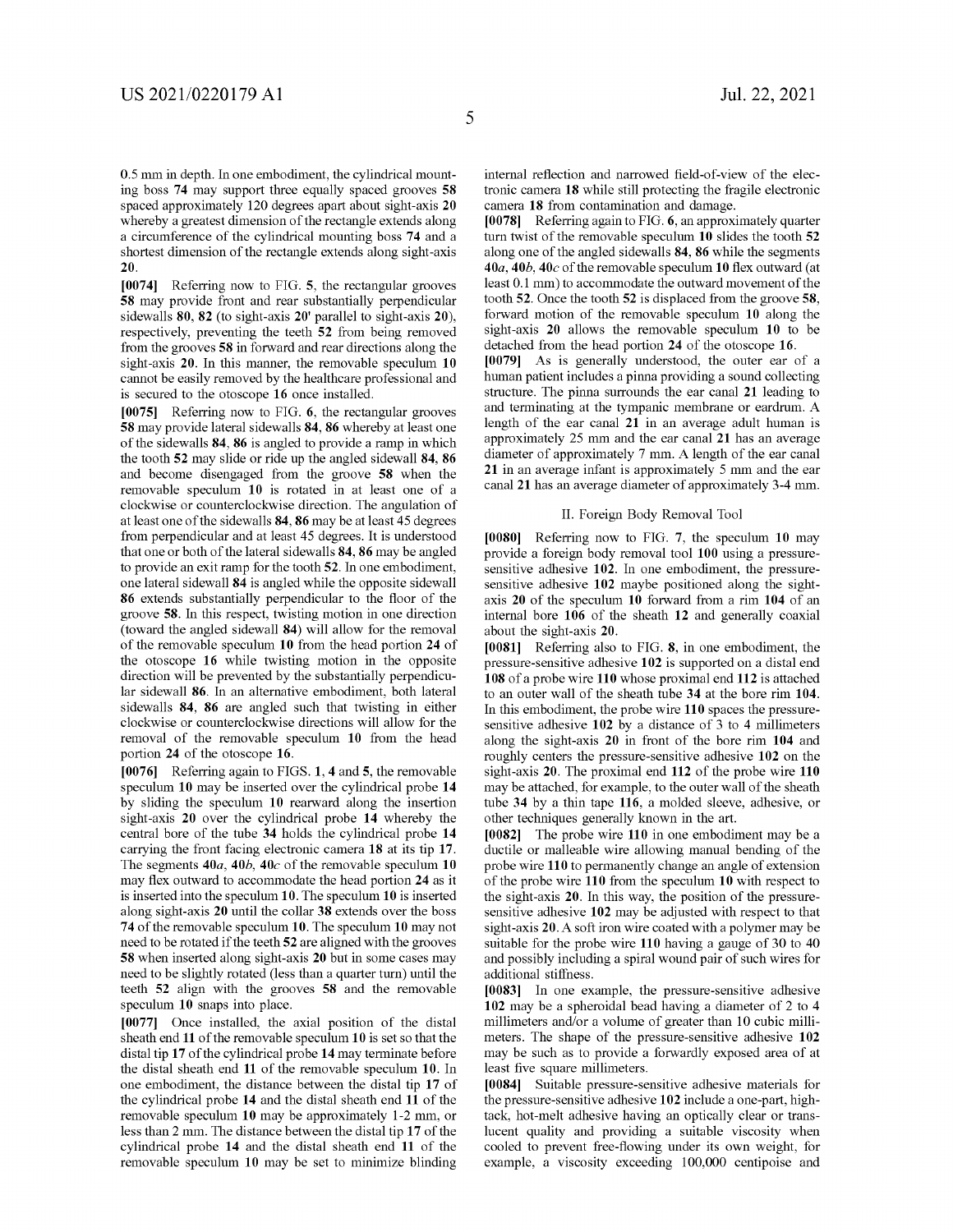0.5 mm in depth. In one embodiment, the cylindrical mounting boss **74** may support three equally spaced grooves **58** spaced approximately 120 degrees apart about sight-axis **20** whereby a greatest dimension of the rectangle extends along a circumference of the cylindrical mounting boss **74** and a shortest dimension of the rectangle extends along sight-axis **20**.

**[0074]** Referring now to FIG. **5**, the rectangular grooves **58** may provide front and rear substantially perpendicular sidewalls **80**, **82** (to sight-axis **20'** parallel to sight-axis **20**), respectively, preventing the teeth **52** from being removed from the grooves **58** in forward and rear directions along the sight-axis **20**. In this manner, the removable speculum **10** cannot be easily removed by the healthcare professional and is secured to the otoscope **16** once installed.

**[0075]** Referring now to FIG. **6**, the rectangular grooves **58** may provide lateral sidewalls **84**, **86** whereby at least one of the sidewalls **84**, **86** is angled to provide a ramp in which the tooth **52** may slide or ride up the angled sidewall **84**, **86** and become disengaged from the groove **58** when the removable speculum **10** is rotated in at least one of a clockwise or counterclockwise direction. The angulation of at least one of the sidewalls **84**, **86** may be at least 45 degrees from perpendicular and at least 45 degrees. It is understood that one or both of the lateral sidewalls **84**, **86** may be angled to provide an exit ramp for the tooth **52**. In one embodiment, one lateral sidewall **84** is angled while the opposite sidewall **86** extends substantially perpendicular to the floor of the groove **58**. In this respect, twisting motion in one direction (toward the angled sidewall **84**) will allow for the removal of the removable speculum **10** from the head portion **24** of the otoscope **16** while twisting motion in the opposite direction will be prevented by the substantially perpendicular sidewall **86**. In an alternative embodiment, both lateral sidewalls **84**, **86** are angled such that twisting in either clockwise or counterclockwise directions will allow for the removal of the removable speculum **10** from the head portion **24** of the otoscope **16**.

**[0076]** Referring again to FIGS. **1**, **4** and **5**, the removable speculum **10** may be inserted over the cylindrical probe **14** by sliding the speculum **10** rearward along the insertion sight-axis **20** over the cylindrical probe **14** whereby the central bore of the tube **34** holds the cylindrical probe **14** carrying the front facing electronic camera **18** at its tip **17**. The segments **40***a*, **40***b*, **40***c* of the removable speculum **10** may flex outward to accommodate the head portion **24** as it is inserted into the speculum **10**. The speculum **10** is inserted along sight-axis **20** until the collar **38** extends over the boss **74** of the removable speculum **10**. The speculum **10** may not need to be rotated if the teeth **52** are aligned with the grooves **58** when inserted along sight-axis **20** but in some cases may need to be slightly rotated (less than a quarter turn) until the teeth **52** align with the grooves **58** and the removable speculum **10** snaps into place.

**[0077]** Once installed, the axial position of the distal sheath end **11** of the removable speculum **10** is set so that the distal tip **17** of the cylindrical probe **14** may terminate before the distal sheath end **11** of the removable speculum **10**. In one embodiment, the distance between the distal tip **17** of the cylindrical probe **14** and the distal sheath end **11** of the removable speculum **10** may be approximately 1-2 mm, or less than 2 mm. The distance between the distal tip **17** of the cylindrical probe **14** and the distal sheath end **11** of the removable speculum **10** may be set to minimize blinding internal reflection and narrowed field-of-view of the electronic camera **18** while still protecting the fragile electronic camera **18** from contamination and damage.

**[0078]** Referring again to FIG. **6**, an approximately quarter turn twist of the removable speculum **10** slides the tooth **52** along one of the angled sidewalls **84**, **86** while the segments **40***a*, **40***b*, **40***c* of the removable speculum **10** flex outward (at least 0.1 mm) to accommodate the outward movement of the tooth **52**. Once the tooth **52** is displaced from the groove **58**, forward motion of the removable speculum **10** along the sight-axis **20** allows the removable speculum **10** to be detached from the head portion **24** of the otoscope **16**.

**[0079]** As is generally understood, the outer ear of a human patient includes a pinna providing a sound collecting structure. The pinna surrounds the ear canal **21** leading to and terminating at the tympanic membrane or eardrum. A length of the ear canal **21** in an average adult human is approximately 25 mm and the ear canal **21** has an average diameter of approximately 7 mm. A length of the ear canal **21** in an average infant is approximately 5 mm and the ear canal **21** has an average diameter of approximately 3-4 mm.

## II. Foreign Body Removal Tool

**[0080]** Referring now to FIG. **7**, the speculum **10** may provide a foreign body removal tool **100** using a pressure-sensitive adhesive **102**. In one embodiment, the pressure-sensitive adhesive **102** maybe positioned along the sight-axis **20** of the speculum **10** forward from a rim **104** of an internal bore **106** of the sheath **12** and generally coaxial about the sight-axis **20**.

**[0081]** Referring also to FIG. **8**, in one embodiment, the pressure-sensitive adhesive **102** is supported on a distal end **108** of a probe wire **110** whose proximal end **112** is attached to an outer wall of the sheath tube **34** at the bore rim **104**. In this embodiment, the probe wire **110** spaces the pressure-sensitive adhesive **102** by a distance of 3 to 4 millimeters along the sight-axis **20** in front of the bore rim **104** and roughly centers the pressure-sensitive adhesive **102** on the sight-axis **20**. The proximal end **112** of the probe wire **110** may be attached, for example, to the outer wall of the sheath tube **34** by a thin tape **116**, a molded sleeve, adhesive, or other techniques generally known in the art.

**[0082]** The probe wire **110** in one embodiment may be a ductile or malleable wire allowing manual bending of the probe wire **110** to permanently change an angle of extension of the probe wire **110** from the speculum **10** with respect to the sight-axis **20**. In this way, the position of the pressure-sensitive adhesive **102** may be adjusted with respect to that sight-axis **20**. A soft iron wire coated with a polymer may be suitable for the probe wire **110** having a gauge of 30 to 40 and possibly including a spiral wound pair of such wires for additional stiffness.

**[0083]** In one example, the pressure-sensitive adhesive **102** may be a spheroidal bead having a diameter of 2 to 4 millimeters and/or a volume of greater than 10 cubic millimeters. The shape of the pressure-sensitive adhesive **102** may be such as to provide a forwardly exposed area of at least five square millimeters.

**[0084]** Suitable pressure-sensitive adhesive materials for the pressure-sensitive adhesive **102** include a one-part, high-tack, hot-melt adhesive having an optically clear or translucent quality and providing a suitable viscosity when cooled to prevent free-flowing under its own weight, for example, a viscosity exceeding 100,000 centipoise and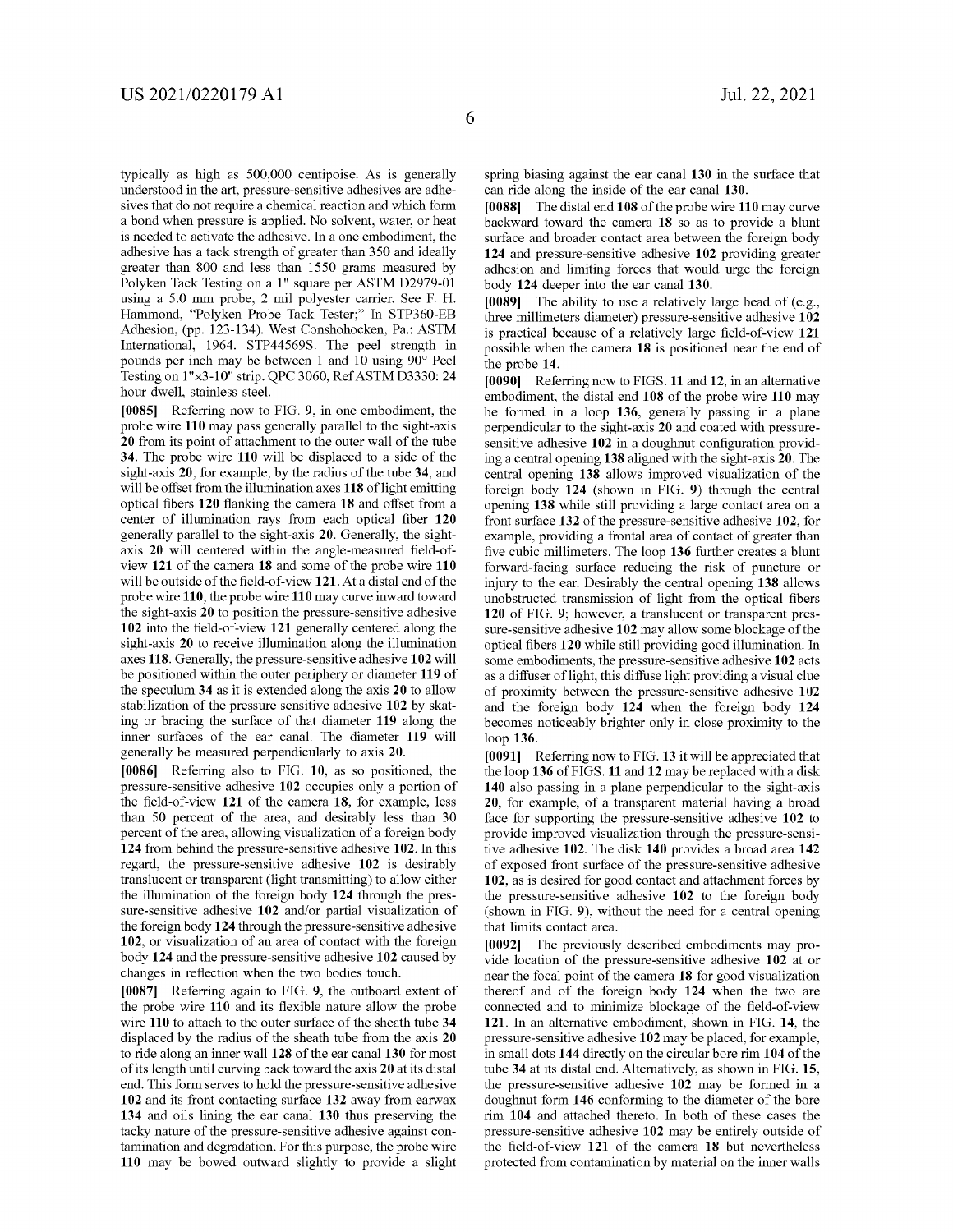typically as high as 500,000 centipoise. As is generally understood in the art, pressure-sensitive adhesives are adhesives that do not require a chemical reaction and which form a bond when pressure is applied. No solvent, water, or heat is needed to activate the adhesive. In a one embodiment, the adhesive has a tack strength of greater than 350 and ideally greater than 800 and less than 1550 grams measured by Polyken Tack Testing on a 1" square per ASTM D2979-01 using a 5.0 mm probe, 2 mil polyester carrier. See F. H. Hammond, "Polyken Probe Tack Tester;" In STP360-EB Adhesion, (pp. 123-134). West Conshohocken, Pa.: ASTM International, 1964. STP44569S. The peel strength in pounds per inch may be between 1 and 10 using 90° Peel Testing on 1"×3-10" strip. QPC 3060, Ref ASTM D3330: 24 hour dwell, stainless steel.

**[0085]** Referring now to FIG. **9**, in one embodiment, the probe wire **110** may pass generally parallel to the sight-axis **20** from its point of attachment to the outer wall of the tube **34**. The probe wire **110** will be displaced to a side of the sight-axis **20**, for example, by the radius of the tube **34**, and will be offset from the illumination axes **118** of light emitting optical fibers **120** flanking the camera **18** and offset from a center of illumination rays from each optical fiber **120** generally parallel to the sight-axis **20**. Generally, the sight-axis **20** will centered within the angle-measured field-of-view **121** of the camera **18** and some of the probe wire **110** will be outside of the field-of-view **121**. At a distal end of the probe wire **110**, the probe wire **110** may curve inward toward the sight-axis **20** to position the pressure-sensitive adhesive **102** into the field-of-view **121** generally centered along the sight-axis **20** to receive illumination along the illumination axes **118**. Generally, the pressure-sensitive adhesive **102** will be positioned within the outer periphery or diameter **119** of the speculum **34** as it is extended along the axis **20** to allow stabilization of the pressure sensitive adhesive **102** by skating or bracing the surface of that diameter **119** along the inner surfaces of the ear canal. The diameter **119** will generally be measured perpendicularly to axis **20**.

**[0086]** Referring also to FIG. **10**, as so positioned, the pressure-sensitive adhesive **102** occupies only a portion of the field-of-view **121** of the camera **18**, for example, less than 50 percent of the area, and desirably less than 30 percent of the area, allowing visualization of a foreign body **124** from behind the pressure-sensitive adhesive **102**. In this regard, the pressure-sensitive adhesive **102** is desirably translucent or transparent (light transmitting) to allow either the illumination of the foreign body **124** through the pressure-sensitive adhesive **102** and/or partial visualization of the foreign body **124** through the pressure-sensitive adhesive **102**, or visualization of an area of contact with the foreign body **124** and the pressure-sensitive adhesive **102** caused by changes in reflection when the two bodies touch.

**[0087]** Referring again to FIG. **9**, the outboard extent of the probe wire **110** and its flexible nature allow the probe wire **110** to attach to the outer surface of the sheath tube **34** displaced by the radius of the sheath tube from the axis **20** to ride along an inner wall **128** of the ear canal **130** for most of its length until curving back toward the axis **20** at its distal end. This form serves to hold the pressure-sensitive adhesive **102** and its front contacting surface **132** away from earwax **134** and oils lining the ear canal **130** thus preserving the tacky nature of the pressure-sensitive adhesive against contamination and degradation. For this purpose, the probe wire **110** may be bowed outward slightly to provide a slight spring biasing against the ear canal **130** in the surface that can ride along the inside of the ear canal **130**.

**[0088]** The distal end **108** of the probe wire **110** may curve backward toward the camera **18** so as to provide a blunt surface and broader contact area between the foreign body **124** and pressure-sensitive adhesive **102** providing greater adhesion and limiting forces that would urge the foreign body **124** deeper into the ear canal **130**.

**[0089]** The ability to use a relatively large bead of (e.g., three millimeters diameter) pressure-sensitive adhesive **102** is practical because of a relatively large field-of-view **121** possible when the camera **18** is positioned near the end of the probe **14**.

**[0090]** Referring now to FIGS. **11** and **12**, in an alternative embodiment, the distal end **108** of the probe wire **110** may be formed in a loop **136**, generally passing in a plane perpendicular to the sight-axis **20** and coated with pressure-sensitive adhesive **102** in a doughnut configuration providing a central opening **138** aligned with the sight-axis **20**. The central opening **138** allows improved visualization of the foreign body **124** (shown in FIG. **9**) through the central opening **138** while still providing a large contact area on a front surface **132** of the pressure-sensitive adhesive **102**, for example, providing a frontal area of contact of greater than five cubic millimeters. The loop **136** further creates a blunt forward-facing surface reducing the risk of puncture or injury to the ear. Desirably the central opening **138** allows unobstructed transmission of light from the optical fibers **120** of FIG. **9**; however, a translucent or transparent pressure-sensitive adhesive **102** may allow some blockage of the optical fibers **120** while still providing good illumination. In some embodiments, the pressure-sensitive adhesive **102** acts as a diffuser of light, this diffuse light providing a visual clue of proximity between the pressure-sensitive adhesive **102** and the foreign body **124** when the foreign body **124** becomes noticeably brighter only in close proximity to the loop **136**.

**[0091]** Referring now to FIG. **13** it will be appreciated that the loop **136** of FIGS. **11** and **12** may be replaced with a disk **140** also passing in a plane perpendicular to the sight-axis **20**, for example, of a transparent material having a broad face for supporting the pressure-sensitive adhesive **102** to provide improved visualization through the pressure-sensitive adhesive **102**. The disk **140** provides a broad area **142** of exposed front surface of the pressure-sensitive adhesive **102**, as is desired for good contact and attachment forces by the pressure-sensitive adhesive **102** to the foreign body (shown in FIG. **9**), without the need for a central opening that limits contact area.

**[0092]** The previously described embodiments may provide location of the pressure-sensitive adhesive **102** at or near the focal point of the camera **18** for good visualization thereof and of the foreign body **124** when the two are connected and to minimize blockage of the field-of-view **121**. In an alternative embodiment, shown in FIG. **14**, the pressure-sensitive adhesive **102** may be placed, for example, in small dots **144** directly on the circular bore rim **104** of the tube **34** at its distal end. Alternatively, as shown in FIG. **15**, the pressure-sensitive adhesive **102** may be formed in a doughnut form **146** conforming to the diameter of the bore rim **104** and attached thereto. In both of these cases the pressure-sensitive adhesive **102** may be entirely outside of the field-of-view **121** of the camera **18** but nevertheless protected from contamination by material on the inner walls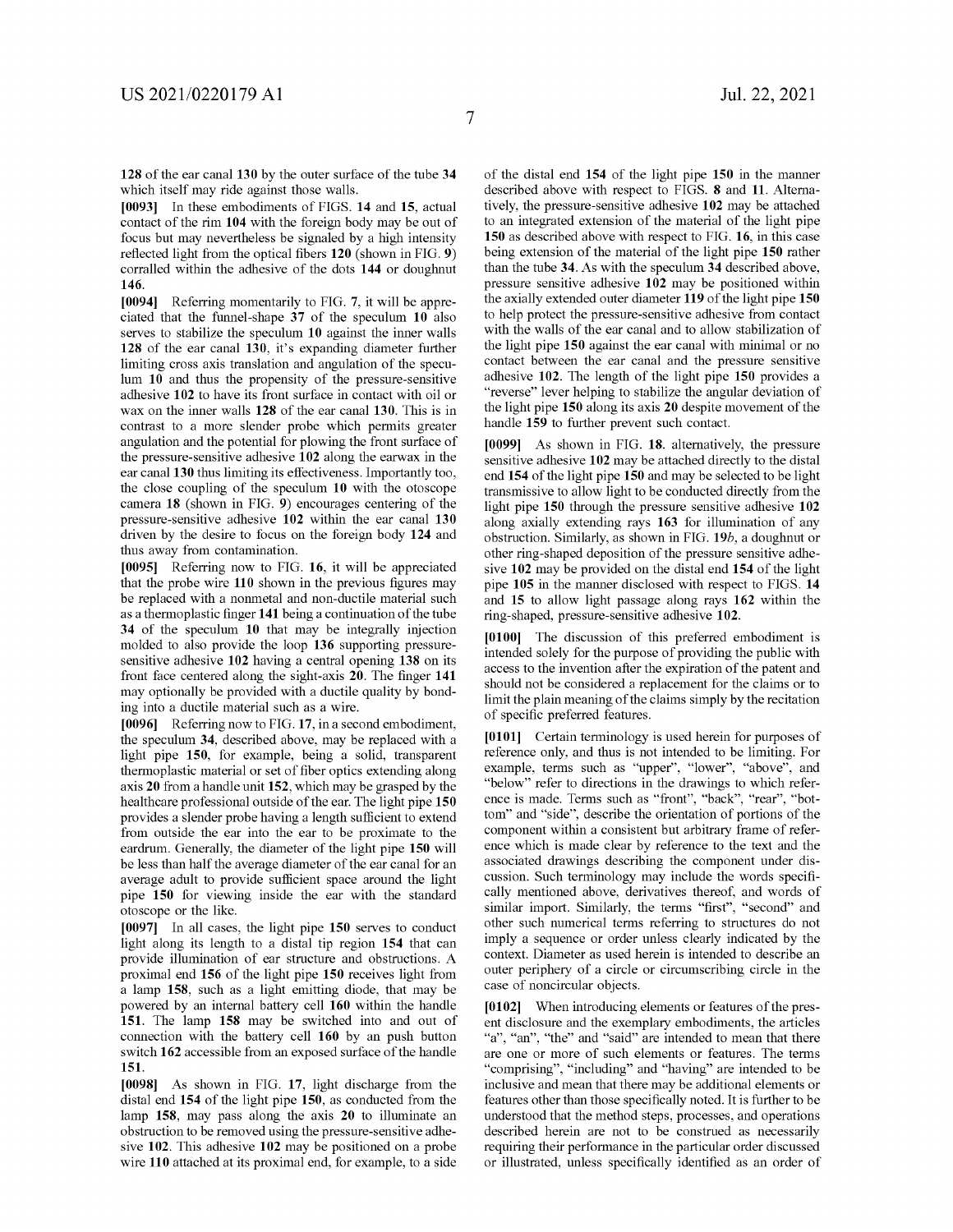128 of the ear canal 130 by the outer surface of the tube 34 which itself may ride against those walls.

**[0093]** In these embodiments of FIGS. 14 and 15, actual contact of the rim 104 with the foreign body may be out of focus but may nevertheless be signaled by a high intensity reflected light from the optical fibers 120 (shown in FIG. 9) corralled within the adhesive of the dots 144 or doughnut 146.

**[0094]** Referring momentarily to FIG. 7, it will be appreciated that the funnel-shape 37 of the speculum 10 also serves to stabilize the speculum 10 against the inner walls 128 of the ear canal 130, it's expanding diameter further limiting cross axis translation and angulation of the speculum 10 and thus the propensity of the pressure-sensitive adhesive 102 to have its front surface in contact with oil or wax on the inner walls 128 of the ear canal 130. This is in contrast to a more slender probe which permits greater angulation and the potential for plowing the front surface of the pressure-sensitive adhesive 102 along the earwax in the ear canal 130 thus limiting its effectiveness. Importantly too, the close coupling of the speculum 10 with the otoscope camera 18 (shown in FIG. 9) encourages centering of the pressure-sensitive adhesive 102 within the ear canal 130 driven by the desire to focus on the foreign body 124 and thus away from contamination.

**[0095]** Referring now to FIG. 16, it will be appreciated that the probe wire 110 shown in the previous figures may be replaced with a nonmetal and non-ductile material such as a thermoplastic finger 141 being a continuation of the tube 34 of the speculum 10 that may be integrally injection molded to also provide the loop 136 supporting pressure-sensitive adhesive 102 having a central opening 138 on its front face centered along the sight-axis 20. The finger 141 may optionally be provided with a ductile quality by bonding into a ductile material such as a wire.

**[0096]** Referring now to FIG. 17, in a second embodiment, the speculum 34, described above, may be replaced with a light pipe 150, for example, being a solid, transparent thermoplastic material or set of fiber optics extending along axis 20 from a handle unit 152, which may be grasped by the healthcare professional outside of the ear. The light pipe 150 provides a slender probe having a length sufficient to extend from outside the ear into the ear to be proximate to the eardrum. Generally, the diameter of the light pipe 150 will be less than half the average diameter of the ear canal for an average adult to provide sufficient space around the light pipe 150 for viewing inside the ear with the standard otoscope or the like.

**[0097]** In all cases, the light pipe 150 serves to conduct light along its length to a distal tip region 154 that can provide illumination of ear structure and obstructions. A proximal end 156 of the light pipe 150 receives light from a lamp 158, such as a light emitting diode, that may be powered by an internal battery cell 160 within the handle 151. The lamp 158 may be switched into and out of connection with the battery cell 160 by an push button switch 162 accessible from an exposed surface of the handle 151.

**[0098]** As shown in FIG. 17, light discharge from the distal end 154 of the light pipe 150, as conducted from the lamp 158, may pass along the axis 20 to illuminate an obstruction to be removed using the pressure-sensitive adhesive 102. This adhesive 102 may be positioned on a probe wire 110 attached at its proximal end, for example, to a side of the distal end 154 of the light pipe 150 in the manner described above with respect to FIGS. 8 and 11. Alternatively, the pressure-sensitive adhesive 102 may be attached to an integrated extension of the material of the light pipe 150 as described above with respect to FIG. 16, in this case being extension of the material of the light pipe 150 rather than the tube 34. As with the speculum 34 described above, pressure sensitive adhesive 102 may be positioned within the axially extended outer diameter 119 of the light pipe 150 to help protect the pressure-sensitive adhesive from contact with the walls of the ear canal and to allow stabilization of the light pipe 150 against the ear canal with minimal or no contact between the ear canal and the pressure sensitive adhesive 102. The length of the light pipe 150 provides a "reverse" lever helping to stabilize the angular deviation of the light pipe 150 along its axis 20 despite movement of the handle 159 to further prevent such contact.

**[0099]** As shown in FIG. 18. alternatively, the pressure sensitive adhesive 102 may be attached directly to the distal end 154 of the light pipe 150 and may be selected to be light transmissive to allow light to be conducted directly from the light pipe 150 through the pressure sensitive adhesive 102 along axially extending rays 163 for illumination of any obstruction. Similarly, as shown in FIG. 19*b*, a doughnut or other ring-shaped deposition of the pressure sensitive adhesive 102 may be provided on the distal end 154 of the light pipe 105 in the manner disclosed with respect to FIGS. 14 and 15 to allow light passage along rays 162 within the ring-shaped, pressure-sensitive adhesive 102.

**[0100]** The discussion of this preferred embodiment is intended solely for the purpose of providing the public with access to the invention after the expiration of the patent and should not be considered a replacement for the claims or to limit the plain meaning of the claims simply by the recitation of specific preferred features.

**[0101]** Certain terminology is used herein for purposes of reference only, and thus is not intended to be limiting. For example, terms such as "upper", "lower", "above", and "below" refer to directions in the drawings to which reference is made. Terms such as "front", "back", "rear", "bottom" and "side", describe the orientation of portions of the component within a consistent but arbitrary frame of reference which is made clear by reference to the text and the associated drawings describing the component under discussion. Such terminology may include the words specifically mentioned above, derivatives thereof, and words of similar import. Similarly, the terms "first", "second" and other such numerical terms referring to structures do not imply a sequence or order unless clearly indicated by the context. Diameter as used herein is intended to describe an outer periphery of a circle or circumscribing circle in the case of noncircular objects.

**[0102]** When introducing elements or features of the present disclosure and the exemplary embodiments, the articles "a", "an", "the" and "said" are intended to mean that there are one or more of such elements or features. The terms "comprising", "including" and "having" are intended to be inclusive and mean that there may be additional elements or features other than those specifically noted. It is further to be understood that the method steps, processes, and operations described herein are not to be construed as necessarily requiring their performance in the particular order discussed or illustrated, unless specifically identified as an order of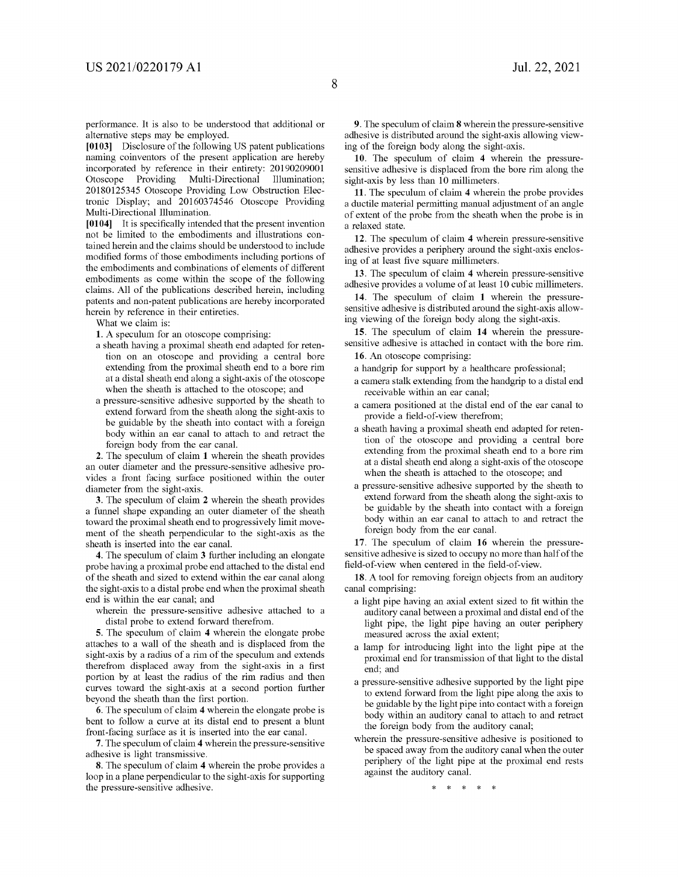performance. It is also to be understood that additional or alternative steps may be employed.

**[0103]** Disclosure of the following US patent publications naming coinventors of the present application are hereby incorporated by reference in their entirety: 20190209001 Otoscope Providing Multi-Directional Illumination; 20180125345 Otoscope Providing Low Obstruction Electronic Display; and 20160374546 Otoscope Providing Multi-Directional Illumination.

**[0104]** It is specifically intended that the present invention not be limited to the embodiments and illustrations contained herein and the claims should be understood to include modified forms of those embodiments including portions of the embodiments and combinations of elements of different embodiments as come within the scope of the following claims. All of the publications described herein, including patents and non-patent publications are hereby incorporated herein by reference in their entireties.

What we claim is:

**1**. A speculum for an otoscope comprising:

a sheath having a proximal sheath end adapted for retention on an otoscope and providing a central bore extending from the proximal sheath end to a bore rim at a distal sheath end along a sight-axis of the otoscope when the sheath is attached to the otoscope; and

a pressure-sensitive adhesive supported by the sheath to extend forward from the sheath along the sight-axis to be guidable by the sheath into contact with a foreign body within an ear canal to attach to and retract the foreign body from the ear canal.

**2**. The speculum of claim **1** wherein the sheath provides an outer diameter and the pressure-sensitive adhesive provides a front facing surface positioned within the outer diameter from the sight-axis.

**3**. The speculum of claim **2** wherein the sheath provides a funnel shape expanding an outer diameter of the sheath toward the proximal sheath end to progressively limit movement of the sheath perpendicular to the sight-axis as the sheath is inserted into the ear canal.

**4**. The speculum of claim **3** further including an elongate probe having a proximal probe end attached to the distal end of the sheath and sized to extend within the ear canal along the sight-axis to a distal probe end when the proximal sheath end is within the ear canal; and

wherein the pressure-sensitive adhesive attached to a distal probe to extend forward therefrom.

**5**. The speculum of claim **4** wherein the elongate probe attaches to a wall of the sheath and is displaced from the sight-axis by a radius of a rim of the speculum and extends therefrom displaced away from the sight-axis in a first portion by at least the radius of the rim radius and then curves toward the sight-axis at a second portion further beyond the sheath than the first portion.

**6**. The speculum of claim **4** wherein the elongate probe is bent to follow a curve at its distal end to present a blunt front-facing surface as it is inserted into the ear canal.

**7**. The speculum of claim **4** wherein the pressure-sensitive adhesive is light transmissive.

**8**. The speculum of claim **4** wherein the probe provides a loop in a plane perpendicular to the sight-axis for supporting the pressure-sensitive adhesive.

**9**. The speculum of claim **8** wherein the pressure-sensitive adhesive is distributed around the sight-axis allowing viewing of the foreign body along the sight-axis.

**10**. The speculum of claim **4** wherein the pressure-sensitive adhesive is displaced from the bore rim along the sight-axis by less than 10 millimeters.

**11**. The speculum of claim **4** wherein the probe provides a ductile material permitting manual adjustment of an angle of extent of the probe from the sheath when the probe is in a relaxed state.

**12**. The speculum of claim **4** wherein pressure-sensitive adhesive provides a periphery around the sight-axis enclosing of at least five square millimeters.

**13**. The speculum of claim **4** wherein pressure-sensitive adhesive provides a volume of at least 10 cubic millimeters.

**14**. The speculum of claim **1** wherein the pressure-sensitive adhesive is distributed around the sight-axis allowing viewing of the foreign body along the sight-axis.

**15**. The speculum of claim **14** wherein the pressure-sensitive adhesive is attached in contact with the bore rim.

**16**. An otoscope comprising:

a handgrip for support by a healthcare professional;

a camera stalk extending from the handgrip to a distal end receivable within an ear canal;

a camera positioned at the distal end of the ear canal to provide a field-of-view therefrom;

a sheath having a proximal sheath end adapted for retention of the otoscope and providing a central bore extending from the proximal sheath end to a bore rim at a distal sheath end along a sight-axis of the otoscope when the sheath is attached to the otoscope; and

a pressure-sensitive adhesive supported by the sheath to extend forward from the sheath along the sight-axis to be guidable by the sheath into contact with a foreign body within an ear canal to attach to and retract the foreign body from the ear canal.

**17**. The speculum of claim **16** wherein the pressure-sensitive adhesive is sized to occupy no more than half of the field-of-view when centered in the field-of-view.

**18**. A tool for removing foreign objects from an auditory canal comprising:

a light pipe having an axial extent sized to fit within the auditory canal between a proximal and distal end of the light pipe, the light pipe having an outer periphery measured across the axial extent;

a lamp for introducing light into the light pipe at the proximal end for transmission of that light to the distal end; and

a pressure-sensitive adhesive supported by the light pipe to extend forward from the light pipe along the axis to be guidable by the light pipe into contact with a foreign body within an auditory canal to attach to and retract the foreign body from the auditory canal;

wherein the pressure-sensitive adhesive is positioned to be spaced away from the auditory canal when the outer periphery of the light pipe at the proximal end rests against the auditory canal.

* * * * *